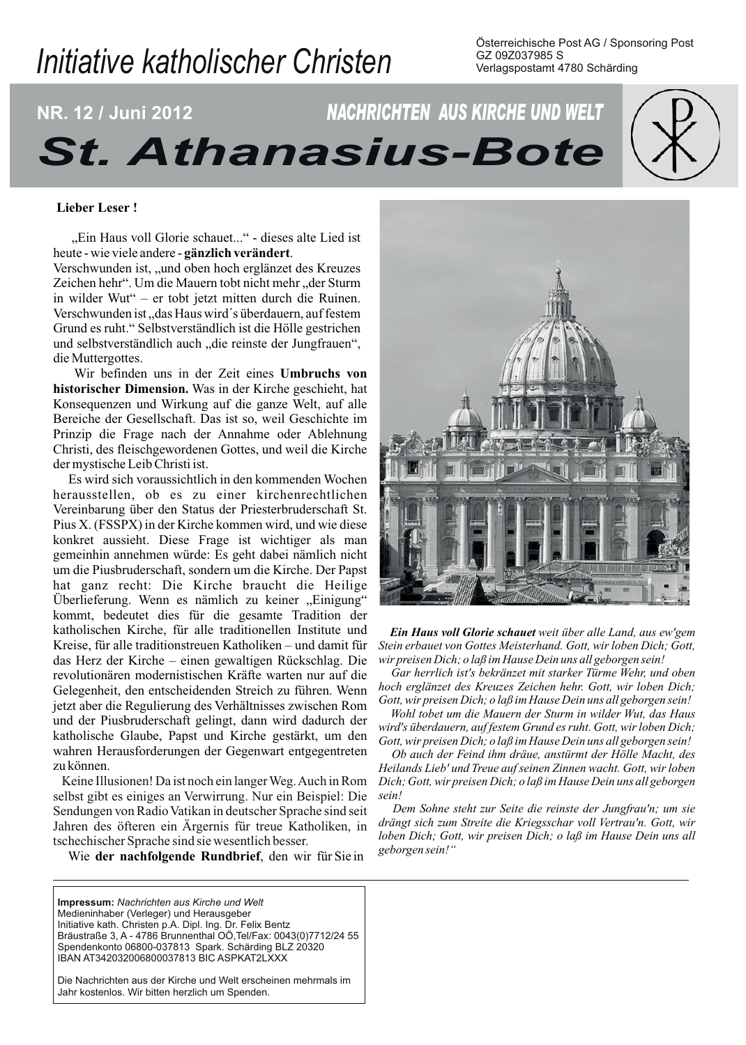# Initiative katholischer Christen

Österreichische Post AG / Sponsoring Post
GZ 09Z037985 S
Verlagspostamt 4780 Schärding

**NR. 12 / Juni 2012** *NACHRICHTEN AUS KIRCHE UND WELT*

# St. Athanasius-Bote

**Lieber Leser !**

„Ein Haus voll Glorie schauet..." - dieses alte Lied ist heute - wie viele andere - **gänzlich verändert**. Verschwunden ist, „und oben hoch erglänzet des Kreuzes Zeichen hehr". Um die Mauern tobt nicht mehr „der Sturm in wilder Wut" – er tobt jetzt mitten durch die Ruinen. Verschwunden ist „das Haus wird´s überdauern, auf festem Grund es ruht." Selbstverständlich ist die Hölle gestrichen und selbstverständlich auch „die reinste der Jungfrauen", die Muttergottes.

Wir befinden uns in der Zeit eines **Umbruchs von historischer Dimension.** Was in der Kirche geschieht, hat Konsequenzen und Wirkung auf die ganze Welt, auf alle Bereiche der Gesellschaft. Das ist so, weil Geschichte im Prinzip die Frage nach der Annahme oder Ablehnung Christi, des fleischgewordenen Gottes, und weil die Kirche der mystische Leib Christi ist.

Es wird sich voraussichtlich in den kommenden Wochen herausstellen, ob es zu einer kirchenrechtlichen Vereinbarung über den Status der Priesterbruderschaft St. Pius X. (FSSPX) in der Kirche kommen wird, und wie diese konkret aussieht. Diese Frage ist wichtiger als man gemeinhin annehmen würde: Es geht dabei nämlich nicht um die Piusbruderschaft, sondern um die Kirche. Der Papst hat ganz recht: Die Kirche braucht die Heilige Überlieferung. Wenn es nämlich zu keiner „Einigung" kommt, bedeutet dies für die gesamte Tradition der katholischen Kirche, für alle traditionellen Institute und Kreise, für alle traditionstreuen Katholiken – und damit für das Herz der Kirche – einen gewaltigen Rückschlag. Die revolutionären modernistischen Kräfte warten nur auf die Gelegenheit, den entscheidenden Streich zu führen. Wenn jetzt aber die Regulierung des Verhältnisses zwischen Rom und der Piusbruderschaft gelingt, dann wird dadurch der katholische Glaube, Papst und Kirche gestärkt, um den wahren Herausforderungen der Gegenwart entgegentreten zu können.

Keine Illusionen! Da ist noch ein langer Weg. Auch in Rom selbst gibt es einiges an Verwirrung. Nur ein Beispiel: Die Sendungen von Radio Vatikan in deutscher Sprache sind seit Jahren des öfteren ein Ärgernis für treue Katholiken, in tschechischer Sprache sind sie wesentlich besser.

Wie **der nachfolgende Rundbrief**, den wir für Sie in

***Ein Haus voll Glorie schauet*** *weit über alle Land, aus ew'gem Stein erbauet von Gottes Meisterhand. Gott, wir loben Dich; Gott, wir preisen Dich; o laß im Hause Dein uns all geborgen sein!*

*Gar herrlich ist's bekränzet mit starker Türme Wehr, und oben hoch erglänzet des Kreuzes Zeichen hehr. Gott, wir loben Dich; Gott, wir preisen Dich; o laß im Hause Dein uns all geborgen sein!*

*Wohl tobet um die Mauern der Sturm in wilder Wut, das Haus wird's überdauern, auf festem Grund es ruht. Gott, wir loben Dich; Gott, wir preisen Dich; o laß im Hause Dein uns all geborgen sein!*

*Ob auch der Feind ihm dräue, anstürmt der Hölle Macht, des Heilands Lieb' und Treue auf seinen Zinnen wacht. Gott, wir loben Dich; Gott, wir preisen Dich; o laß im Hause Dein uns all geborgen sein!*

*Dem Sohne steht zur Seite die reinste der Jungfrau'n; um sie drängt sich zum Streite die Kriegsschar voll Vertrau'n. Gott, wir loben Dich; Gott, wir preisen Dich; o laß im Hause Dein uns all geborgen sein!"*

---

**Impressum:** *Nachrichten aus Kirche und Welt*
Medieninhaber (Verleger) und Herausgeber
Initiative kath. Christen p.A. Dipl. Ing. Dr. Felix Bentz
Bräustraße 3, A - 4786 Brunnenthal OÖ,Tel/Fax: 0043(0)7712/24 55
Spendenkonto 06800-037813 Spark. Schärding BLZ 20320
IBAN AT342032006800037813 BIC ASPKAT2LXXX

Die Nachrichten aus der Kirche und Welt erscheinen mehrmals im Jahr kostenlos. Wir bitten herzlich um Spenden.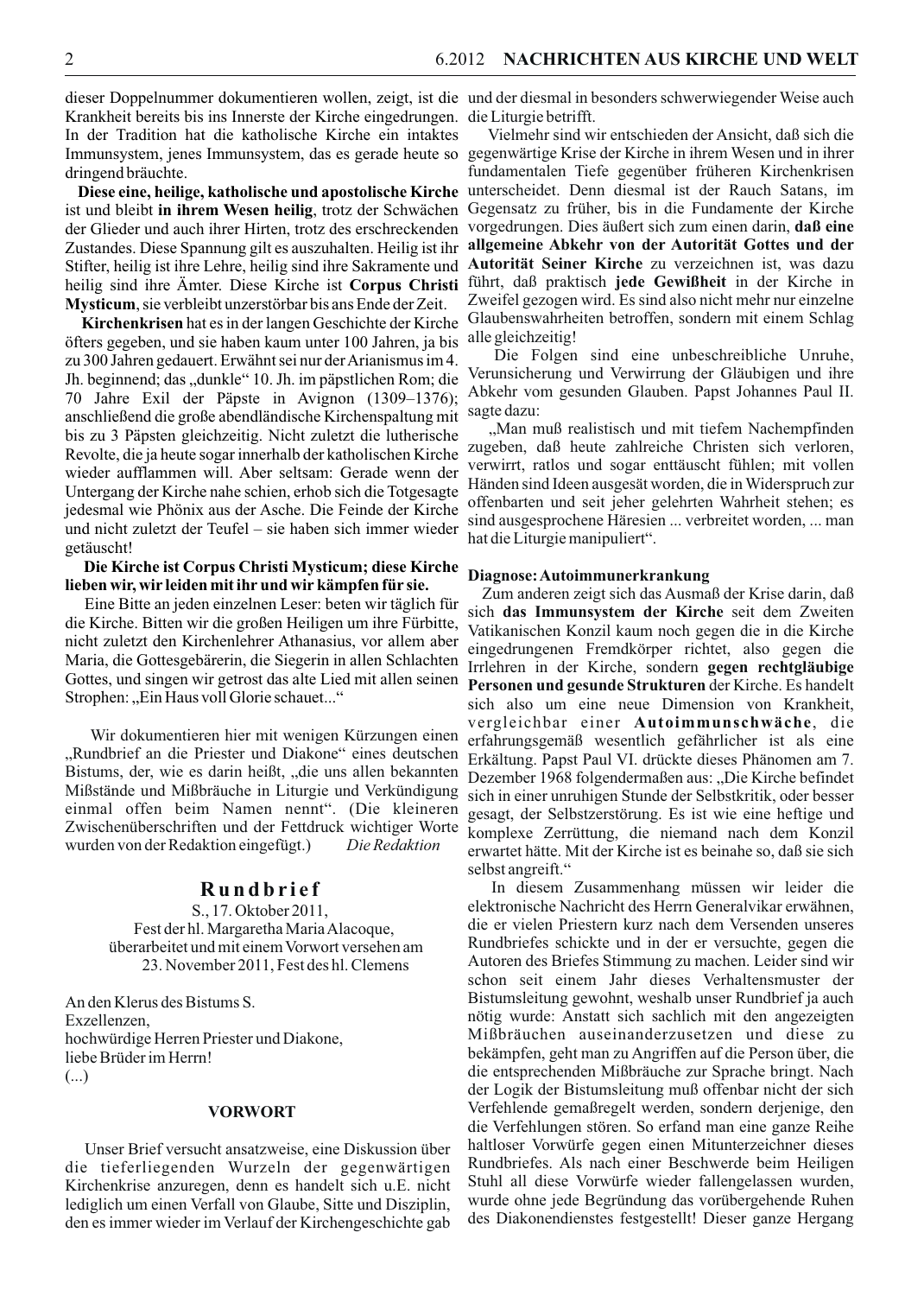dieser Doppelnummer dokumentieren wollen, zeigt, ist die Krankheit bereits bis ins Innerste der Kirche eingedrungen. In der Tradition hat die katholische Kirche ein intaktes Immunsystem, jenes Immunsystem, das es gerade heute so dringend bräuchte.

**Diese eine, heilige, katholische und apostolische Kirche** ist und bleibt **in ihrem Wesen heilig**, trotz der Schwächen der Glieder und auch ihrer Hirten, trotz des erschreckenden Zustandes. Diese Spannung gilt es auszuhalten. Heilig ist ihr Stifter, heilig ist ihre Lehre, heilig sind ihre Sakramente und heilig sind ihre Ämter. Diese Kirche ist **Corpus Christi Mysticum**, sie verbleibt unzerstörbar bis ans Ende der Zeit.

**Kirchenkrisen** hat es in der langen Geschichte der Kirche öfters gegeben, und sie haben kaum unter 100 Jahren, ja bis zu 300 Jahren gedauert. Erwähnt sei nur der Arianismus im 4. Jh. beginnend; das „dunkle" 10. Jh. im päpstlichen Rom; die 70 Jahre Exil der Päpste in Avignon (1309–1376); anschließend die große abendländische Kirchenspaltung mit bis zu 3 Päpsten gleichzeitig. Nicht zuletzt die lutherische Revolte, die ja heute sogar innerhalb der katholischen Kirche wieder aufflammen will. Aber seltsam: Gerade wenn der Untergang der Kirche nahe schien, erhob sich die Totgesagte jedesmal wie Phönix aus der Asche. Die Feinde der Kirche und nicht zuletzt der Teufel – sie haben sich immer wieder getäuscht!

**Die Kirche ist Corpus Christi Mysticum; diese Kirche lieben wir, wir leiden mit ihr und wir kämpfen für sie.**

Eine Bitte an jeden einzelnen Leser: beten wir täglich für die Kirche. Bitten wir die großen Heiligen um ihre Fürbitte, nicht zuletzt den Kirchenlehrer Athanasius, vor allem aber Maria, die Gottesgebärerin, die Siegerin in allen Schlachten Gottes, und singen wir getrost das alte Lied mit allen seinen Strophen: „Ein Haus voll Glorie schauet..."

Wir dokumentieren hier mit wenigen Kürzungen einen „Rundbrief an die Priester und Diakone" eines deutschen Bistums, der, wie es darin heißt, „die uns allen bekannten Mißstände und Mißbräuche in Liturgie und Verkündigung einmal offen beim Namen nennt". (Die kleineren Zwischenüberschriften und der Fettdruck wichtiger Worte wurden von der Redaktion eingefügt.) *Die Redaktion*

## Rundbrief

S., 17. Oktober 2011,
Fest der hl. Margaretha Maria Alacoque,
überarbeitet und mit einem Vorwort versehen am
23. November 2011, Fest des hl. Clemens

An den Klerus des Bistums S.
Exzellenzen,
hochwürdige Herren Priester und Diakone,
liebe Brüder im Herrn!
(...)

### VORWORT

Unser Brief versucht ansatzweise, eine Diskussion über die tieferliegenden Wurzeln der gegenwärtigen Kirchenkrise anzuregen, denn es handelt sich u.E. nicht lediglich um einen Verfall von Glaube, Sitte und Disziplin, den es immer wieder im Verlauf der Kirchengeschichte gab und der diesmal in besonders schwerwiegender Weise auch die Liturgie betrifft.

Vielmehr sind wir entschieden der Ansicht, daß sich die gegenwärtige Krise der Kirche in ihrem Wesen und in ihrer fundamentalen Tiefe gegenüber früheren Kirchenkrisen unterscheidet. Denn diesmal ist der Rauch Satans, im Gegensatz zu früher, bis in die Fundamente der Kirche vorgedrungen. Dies äußert sich zum einen darin, **daß eine allgemeine Abkehr von der Autorität Gottes und der Autorität Seiner Kirche** zu verzeichnen ist, was dazu führt, daß praktisch **jede Gewißheit** in der Kirche in Zweifel gezogen wird. Es sind also nicht mehr nur einzelne Glaubenswahrheiten betroffen, sondern mit einem Schlag alle gleichzeitig!

Die Folgen sind eine unbeschreibliche Unruhe, Verunsicherung und Verwirrung der Gläubigen und ihre Abkehr vom gesunden Glauben. Papst Johannes Paul II. sagte dazu:

„Man muß realistisch und mit tiefem Nachempfinden zugeben, daß heute zahlreiche Christen sich verloren, verwirrt, ratlos und sogar enttäuscht fühlen; mit vollen Händen sind Ideen ausgesät worden, die in Widerspruch zur offenbarten und seit jeher gelehrten Wahrheit stehen; es sind ausgesprochene Häresien ... verbreitet worden, ... man hat die Liturgie manipuliert".

#### Diagnose: Autoimmunerkrankung

Zum anderen zeigt sich das Ausmaß der Krise darin, daß sich **das Immunsystem der Kirche** seit dem Zweiten Vatikanischen Konzil kaum noch gegen die in die Kirche eingedrungenen Fremdkörper richtet, also gegen die Irrlehren in der Kirche, sondern **gegen rechtgläubige Personen und gesunde Strukturen** der Kirche. Es handelt sich also um eine neue Dimension von Krankheit, vergleichbar einer **Autoimmunschwäche**, die erfahrungsgemäß wesentlich gefährlicher ist als eine Erkältung. Papst Paul VI. drückte dieses Phänomen am 7. Dezember 1968 folgendermaßen aus: „Die Kirche befindet sich in einer unruhigen Stunde der Selbstkritik, oder besser gesagt, der Selbstzerstörung. Es ist wie eine heftige und komplexe Zerrüttung, die niemand nach dem Konzil erwartet hätte. Mit der Kirche ist es beinahe so, daß sie sich selbst angreift."

In diesem Zusammenhang müssen wir leider die elektronische Nachricht des Herrn Generalvikar erwähnen, die er vielen Priestern kurz nach dem Versenden unseres Rundbriefes schickte und in der er versuchte, gegen die Autoren des Briefes Stimmung zu machen. Leider sind wir schon seit einem Jahr dieses Verhaltensmuster der Bistumsleitung gewohnt, weshalb unser Rundbrief ja auch nötig wurde: Anstatt sich sachlich mit den angezeigten Mißbräuchen auseinanderzusetzen und diese zu bekämpfen, geht man zu Angriffen auf die Person über, die die entsprechenden Mißbräuche zur Sprache bringt. Nach der Logik der Bistumsleitung muß offenbar nicht der sich Verfehlende gemaßregelt werden, sondern derjenige, den die Verfehlungen stören. So erfand man eine ganze Reihe haltloser Vorwürfe gegen einen Mitunterzeichner dieses Rundbriefes. Als nach einer Beschwerde beim Heiligen Stuhl all diese Vorwürfe wieder fallengelassen wurden, wurde ohne jede Begründung das vorübergehende Ruhen des Diakonendienstes festgestellt! Dieser ganze Hergang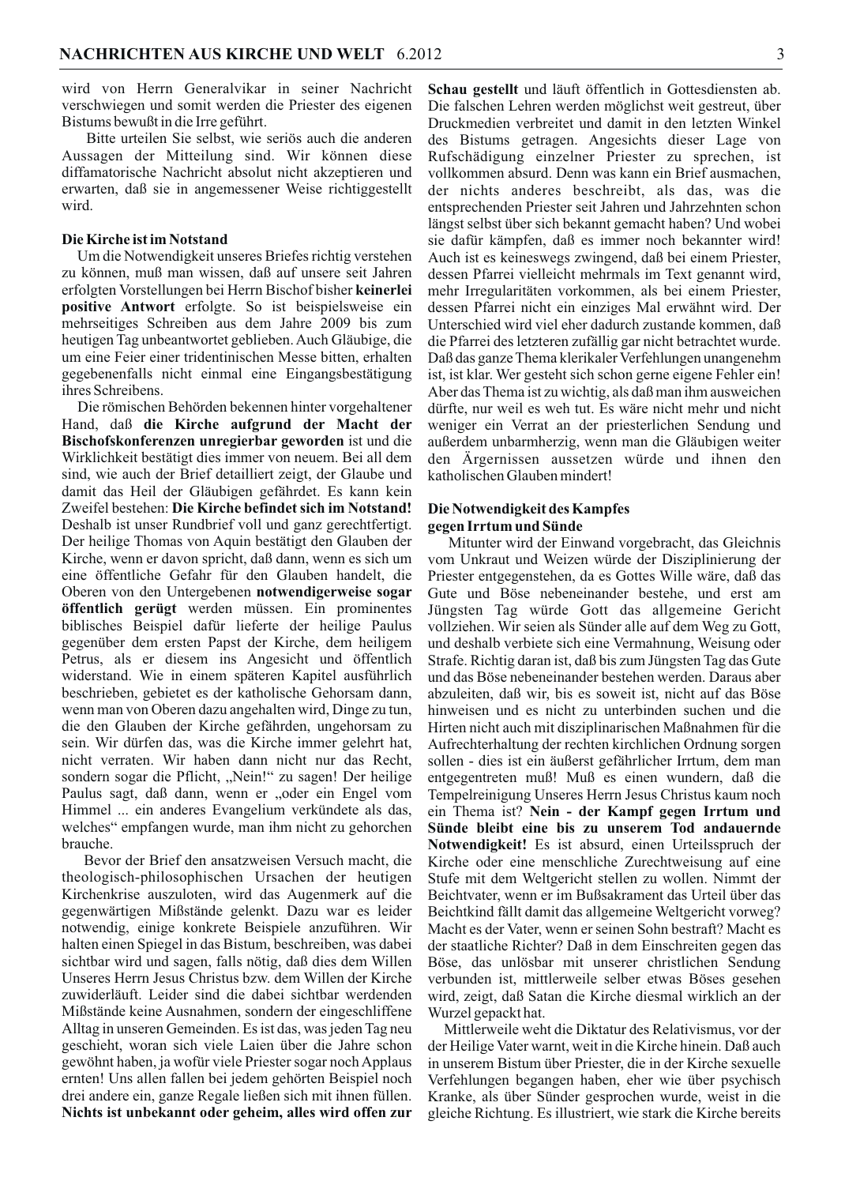wird von Herrn Generalvikar in seiner Nachricht verschwiegen und somit werden die Priester des eigenen Bistums bewußt in die Irre geführt.

Bitte urteilen Sie selbst, wie seriös auch die anderen Aussagen der Mitteilung sind. Wir können diese diffamatorische Nachricht absolut nicht akzeptieren und erwarten, daß sie in angemessener Weise richtiggestellt wird.

### Die Kirche ist im Notstand

Um die Notwendigkeit unseres Briefes richtig verstehen zu können, muß man wissen, daß auf unsere seit Jahren erfolgten Vorstellungen bei Herrn Bischof bisher **keinerlei positive Antwort** erfolgte. So ist beispielsweise ein mehrseitiges Schreiben aus dem Jahre 2009 bis zum heutigen Tag unbeantwortet geblieben. Auch Gläubige, die um eine Feier einer tridentinischen Messe bitten, erhalten gegebenenfalls nicht einmal eine Eingangsbestätigung ihres Schreibens.

Die römischen Behörden bekennen hinter vorgehaltener Hand, daß **die Kirche aufgrund der Macht der Bischofskonferenzen unregierbar geworden** ist und die Wirklichkeit bestätigt dies immer von neuem. Bei all dem sind, wie auch der Brief detailliert zeigt, der Glaube und damit das Heil der Gläubigen gefährdet. Es kann kein Zweifel bestehen: **Die Kirche befindet sich im Notstand!** Deshalb ist unser Rundbrief voll und ganz gerechtfertigt. Der heilige Thomas von Aquin bestätigt den Glauben der Kirche, wenn er davon spricht, daß dann, wenn es sich um eine öffentliche Gefahr für den Glauben handelt, die Oberen von den Untergebenen **notwendigerweise sogar öffentlich gerügt** werden müssen. Ein prominentes biblisches Beispiel dafür lieferte der heilige Paulus gegenüber dem ersten Papst der Kirche, dem heiligem Petrus, als er diesem ins Angesicht und öffentlich widerstand. Wie in einem späteren Kapitel ausführlich beschrieben, gebietet es der katholische Gehorsam dann, wenn man von Oberen dazu angehalten wird, Dinge zu tun, die den Glauben der Kirche gefährden, ungehorsam zu sein. Wir dürfen das, was die Kirche immer gelehrt hat, nicht verraten. Wir haben dann nicht nur das Recht, sondern sogar die Pflicht, „Nein!" zu sagen! Der heilige Paulus sagt, daß dann, wenn er „oder ein Engel vom Himmel ... ein anderes Evangelium verkündete als das, welches" empfangen wurde, man ihm nicht zu gehorchen brauche.

Bevor der Brief den ansatzweisen Versuch macht, die theologisch-philosophischen Ursachen der heutigen Kirchenkrise auszuloten, wird das Augenmerk auf die gegenwärtigen Mißstände gelenkt. Dazu war es leider notwendig, einige konkrete Beispiele anzuführen. Wir halten einen Spiegel in das Bistum, beschreiben, was dabei sichtbar wird und sagen, falls nötig, daß dies dem Willen Unseres Herrn Jesus Christus bzw. dem Willen der Kirche zuwiderläuft. Leider sind die dabei sichtbar werdenden Mißstände keine Ausnahmen, sondern der eingeschliffene Alltag in unseren Gemeinden. Es ist das, was jeden Tag neu geschieht, woran sich viele Laien über die Jahre schon gewöhnt haben, ja wofür viele Priester sogar noch Applaus ernten! Uns allen fallen bei jedem gehörten Beispiel noch drei andere ein, ganze Regale ließen sich mit ihnen füllen. **Nichts ist unbekannt oder geheim, alles wird offen zur Schau gestellt** und läuft öffentlich in Gottesdiensten ab. Die falschen Lehren werden möglichst weit gestreut, über Druckmedien verbreitet und damit in den letzten Winkel des Bistums getragen. Angesichts dieser Lage von Rufschädigung einzelner Priester zu sprechen, ist vollkommen absurd. Denn was kann ein Brief ausmachen, der nichts anderes beschreibt, als das, was die entsprechenden Priester seit Jahren und Jahrzehnten schon längst selbst über sich bekannt gemacht haben? Und wobei sie dafür kämpfen, daß es immer noch bekannter wird! Auch ist es keineswegs zwingend, daß bei einem Priester, dessen Pfarrei vielleicht mehrmals im Text genannt wird, mehr Irregularitäten vorkommen, als bei einem Priester, dessen Pfarrei nicht ein einziges Mal erwähnt wird. Der Unterschied wird viel eher dadurch zustande kommen, daß die Pfarrei des letzteren zufällig gar nicht betrachtet wurde. Daß das ganze Thema klerikaler Verfehlungen unangenehm ist, ist klar. Wer gesteht sich schon gerne eigene Fehler ein! Aber das Thema ist zu wichtig, als daß man ihm ausweichen dürfte, nur weil es weh tut. Es wäre nicht mehr und nicht weniger ein Verrat an der priesterlichen Sendung und außerdem unbarmherzig, wenn man die Gläubigen weiter den Ärgernissen aussetzen würde und ihnen den katholischen Glauben mindert!

### Die Notwendigkeit des Kampfes gegen Irrtum und Sünde

Mitunter wird der Einwand vorgebracht, das Gleichnis vom Unkraut und Weizen würde der Disziplinierung der Priester entgegenstehen, da es Gottes Wille wäre, daß das Gute und Böse nebeneinander bestehe, und erst am Jüngsten Tag würde Gott das allgemeine Gericht vollziehen. Wir seien als Sünder alle auf dem Weg zu Gott, und deshalb verbiete sich eine Vermahnung, Weisung oder Strafe. Richtig daran ist, daß bis zum Jüngsten Tag das Gute und das Böse nebeneinander bestehen werden. Daraus aber abzuleiten, daß wir, bis es soweit ist, nicht auf das Böse hinweisen und es nicht zu unterbinden suchen und die Hirten nicht auch mit disziplinarischen Maßnahmen für die Aufrechterhaltung der rechten kirchlichen Ordnung sorgen sollen - dies ist ein äußerst gefährlicher Irrtum, dem man entgegentreten muß! Muß es einen wundern, daß die Tempelreinigung Unseres Herrn Jesus Christus kaum noch ein Thema ist? **Nein - der Kampf gegen Irrtum und Sünde bleibt eine bis zu unserem Tod andauernde Notwendigkeit!** Es ist absurd, einen Urteilsspruch der Kirche oder eine menschliche Zurechtweisung auf eine Stufe mit dem Weltgericht stellen zu wollen. Nimmt der Beichtvater, wenn er im Bußsakrament das Urteil über das Beichtkind fällt damit das allgemeine Weltgericht vorweg? Macht es der Vater, wenn er seinen Sohn bestraft? Macht es der staatliche Richter? Daß in dem Einschreiten gegen das Böse, das unlösbar mit unserer christlichen Sendung verbunden ist, mittlerweile selber etwas Böses gesehen wird, zeigt, daß Satan die Kirche diesmal wirklich an der Wurzel gepackt hat.

Mittlerweile weht die Diktatur des Relativismus, vor der der Heilige Vater warnt, weit in die Kirche hinein. Daß auch in unserem Bistum über Priester, die in der Kirche sexuelle Verfehlungen begangen haben, eher wie über psychisch Kranke, als über Sünder gesprochen wurde, weist in die gleiche Richtung. Es illustriert, wie stark die Kirche bereits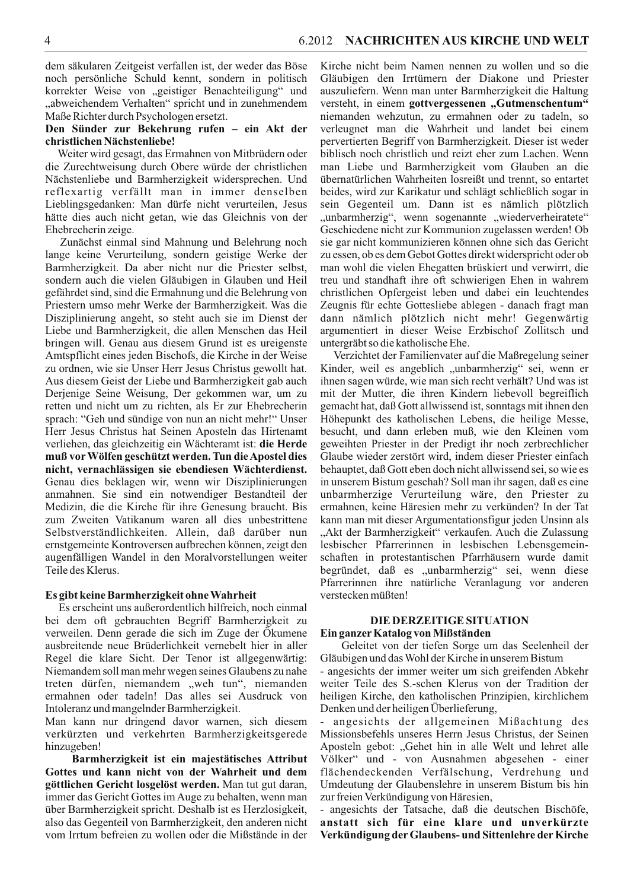dem säkularen Zeitgeist verfallen ist, der weder das Böse noch persönliche Schuld kennt, sondern in politisch korrekter Weise von „geistiger Benachteiligung“ und „abweichendem Verhalten“ spricht und in zunehmendem Maße Richter durch Psychologen ersetzt.

**Den Sünder zur Bekehrung rufen – ein Akt der christlichen Nächstenliebe!**

Weiter wird gesagt, das Ermahnen von Mitbrüdern oder die Zurechtweisung durch Obere würde der christlichen Nächstenliebe und Barmherzigkeit widersprechen. Und reflexartig verfällt man in immer denselben Lieblingsgedanken: Man dürfe nicht verurteilen, Jesus hätte dies auch nicht getan, wie das Gleichnis von der Ehebrecherin zeige.

Zunächst einmal sind Mahnung und Belehrung noch lange keine Verurteilung, sondern geistige Werke der Barmherzigkeit. Da aber nicht nur die Priester selbst, sondern auch die vielen Gläubigen in Glauben und Heil gefährdet sind, sind die Ermahnung und die Belehrung von Priestern umso mehr Werke der Barmherzigkeit. Was die Disziplinierung angeht, so steht auch sie im Dienst der Liebe und Barmherzigkeit, die allen Menschen das Heil bringen will. Genau aus diesem Grund ist es ureigenste Amtspflicht eines jeden Bischofs, die Kirche in der Weise zu ordnen, wie sie Unser Herr Jesus Christus gewollt hat. Aus diesem Geist der Liebe und Barmherzigkeit gab auch Derjenige Seine Weisung, Der gekommen war, um zu retten und nicht um zu richten, als Er zur Ehebrecherin sprach: “Geh und sündige von nun an nicht mehr!“ Unser Herr Jesus Christus hat Seinen Aposteln das Hirtenamt verliehen, das gleichzeitig ein Wächteramt ist: **die Herde muß vor Wölfen geschützt werden. Tun die Apostel dies nicht, vernachlässigen sie ebendiesen Wächterdienst.** Genau dies beklagen wir, wenn wir Disziplinierungen anmahnen. Sie sind ein notwendiger Bestandteil der Medizin, die die Kirche für ihre Genesung braucht. Bis zum Zweiten Vatikanum waren all dies unbestrittene Selbstverständlichkeiten. Allein, daß darüber nun ernstgemeinte Kontroversen aufbrechen können, zeigt den augenfälligen Wandel in den Moralvorstellungen weiter Teile des Klerus.

**Es gibt keine Barmherzigkeit ohne Wahrheit**

Es erscheint uns außerordentlich hilfreich, noch einmal bei dem oft gebrauchten Begriff Barmherzigkeit zu verweilen. Denn gerade die sich im Zuge der Ökumene ausbreitende neue Brüderlichkeit vernebelt hier in aller Regel die klare Sicht. Der Tenor ist allgegenwärtig: Niemandem soll man mehr wegen seines Glaubens zu nahe treten dürfen, niemandem „weh tun“, niemanden ermahnen oder tadeln! Das alles sei Ausdruck von Intoleranz und mangelnder Barmherzigkeit.

Man kann nur dringend davor warnen, sich diesem verkürzten und verkehrten Barmherzigkeitsgerede hinzugeben!

**Barmherzigkeit ist ein majestätisches Attribut Gottes und kann nicht von der Wahrheit und dem göttlichen Gericht losgelöst werden.** Man tut gut daran, immer das Gericht Gottes im Auge zu behalten, wenn man über Barmherzigkeit spricht. Deshalb ist es Herzlosigkeit, also das Gegenteil von Barmherzigkeit, den anderen nicht vom Irrtum befreien zu wollen oder die Mißstände in der Kirche nicht beim Namen nennen zu wollen und so die Gläubigen den Irrtümern der Diakone und Priester auszuliefern. Wenn man unter Barmherzigkeit die Haltung versteht, in einem **gottvergessenen „Gutmenschentum“** niemanden wehzutun, zu ermahnen oder zu tadeln, so verleugnet man die Wahrheit und landet bei einem pervertierten Begriff von Barmherzigkeit. Dieser ist weder biblisch noch christlich und reizt eher zum Lachen. Wenn man Liebe und Barmherzigkeit vom Glauben an die übernatürlichen Wahrheiten losreißt und trennt, so entartet beides, wird zur Karikatur und schlägt schließlich sogar in sein Gegenteil um. Dann ist es nämlich plötzlich „unbarmherzig“, wenn sogenannte „wiederverheiratete“ Geschiedene nicht zur Kommunion zugelassen werden! Ob sie gar nicht kommunizieren können ohne sich das Gericht zu essen, ob es dem Gebot Gottes direkt widerspricht oder ob man wohl die vielen Ehegatten brüskiert und verwirrt, die treu und standhaft ihre oft schwierigen Ehen in wahrem christlichen Opfergeist leben und dabei ein leuchtendes Zeugnis für echte Gottesliebe ablegen - danach fragt man dann nämlich plötzlich nicht mehr! Gegenwärtig argumentiert in dieser Weise Erzbischof Zollitsch und untergräbt so die katholische Ehe.

Verzichtet der Familienvater auf die Maßregelung seiner Kinder, weil es angeblich „unbarmherzig“ sei, wenn er ihnen sagen würde, wie man sich recht verhält? Und was ist mit der Mutter, die ihren Kindern liebevoll begreiflich gemacht hat, daß Gott allwissend ist, sonntags mit ihnen den Höhepunkt des katholischen Lebens, die heilige Messe, besucht, und dann erleben muß, wie den Kleinen vom geweihten Priester in der Predigt ihr noch zerbrechlicher Glaube wieder zerstört wird, indem dieser Priester einfach behauptet, daß Gott eben doch nicht allwissend sei, so wie es in unserem Bistum geschah? Soll man ihr sagen, daß es eine unbarmherzige Verurteilung wäre, den Priester zu ermahnen, keine Häresien mehr zu verkünden? In der Tat kann man mit dieser Argumentationsfigur jeden Unsinn als „Akt der Barmherzigkeit“ verkaufen. Auch die Zulassung lesbischer Pfarrerinnen in lesbischen Lebensgemeinschaften in protestantischen Pfarrhäusern wurde damit begründet, daß es „unbarmherzig“ sei, wenn diese Pfarrerinnen ihre natürliche Veranlagung vor anderen verstecken müßten!

## DIE DERZEITIGE SITUATION

**Ein ganzer Katalog von Mißständen**

Geleitet von der tiefen Sorge um das Seelenheil der Gläubigen und das Wohl der Kirche in unserem Bistum

- angesichts der immer weiter um sich greifenden Abkehr weiter Teile des S.-schen Klerus von der Tradition der heiligen Kirche, den katholischen Prinzipien, kirchlichem Denken und der heiligen Überlieferung,
- angesichts der allgemeinen Mißachtung des Missionsbefehls unseres Herrn Jesus Christus, der Seinen Aposteln gebot: „Gehet hin in alle Welt und lehret alle Völker“ und - von Ausnahmen abgesehen - einer flächendeckenden Verfälschung, Verdrehung und Umdeutung der Glaubenslehre in unserem Bistum bis hin zur freien Verkündigung von Häresien,
- angesichts der Tatsache, daß die deutschen Bischöfe, **anstatt sich für eine klare und unverkürzte Verkündigung der Glaubens- und Sittenlehre der Kirche**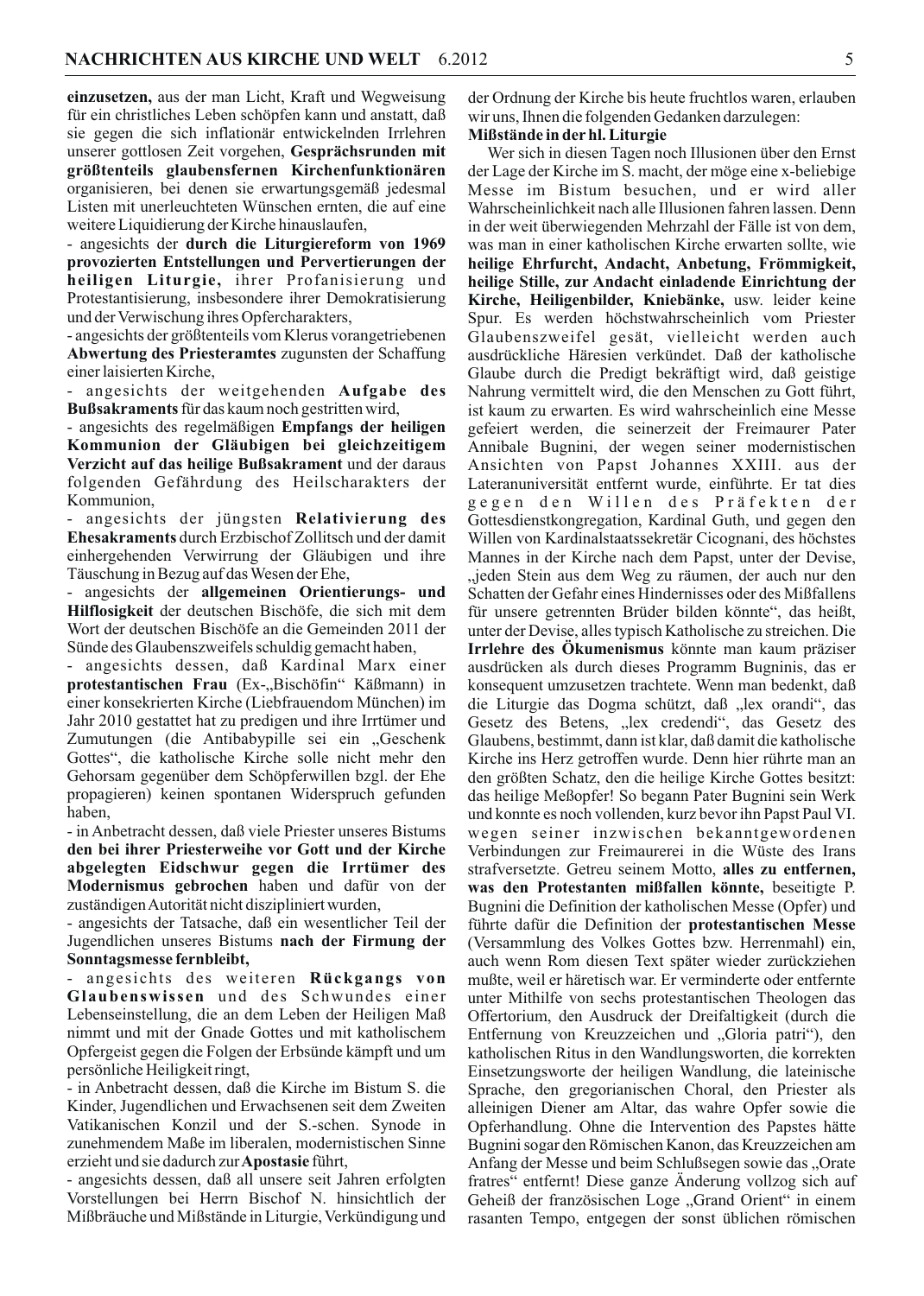**einzusetzen,** aus der man Licht, Kraft und Wegweisung für ein christliches Leben schöpfen kann und anstatt, daß sie gegen die sich inflationär entwickelnden Irrlehren unserer gottlosen Zeit vorgehen, **Gesprächsrunden mit größtenteils glaubensfernen Kirchenfunktionären** organisieren, bei denen sie erwartungsgemäß jedesmal Listen mit unerleuchteten Wünschen ernten, die auf eine weitere Liquidierung der Kirche hinauslaufen,

- angesichts der **durch die Liturgiereform von 1969 provozierten Entstellungen und Pervertierungen der heiligen Liturgie,** ihrer Profanisierung und Protestantisierung, insbesondere ihrer Demokratisierung und der Verwischung ihres Opfercharakters,
- angesichts der größtenteils vom Klerus vorangetriebenen **Abwertung des Priesteramtes** zugunsten der Schaffung einer laisierten Kirche,
- angesichts der weitgehenden **Aufgabe des Bußsakraments** für das kaum noch gestritten wird,
- angesichts des regelmäßigen **Empfangs der heiligen Kommunion der Gläubigen bei gleichzeitigem Verzicht auf das heilige Bußsakrament** und der daraus folgenden Gefährdung des Heilscharakters der Kommunion,
- angesichts der jüngsten **Relativierung des Ehesakraments** durch Erzbischof Zollitsch und der damit einhergehenden Verwirrung der Gläubigen und ihre Täuschung in Bezug auf das Wesen der Ehe,
- angesichts der **allgemeinen Orientierungs- und Hilflosigkeit** der deutschen Bischöfe, die sich mit dem Wort der deutschen Bischöfe an die Gemeinden 2011 der Sünde des Glaubenszweifels schuldig gemacht haben,
- angesichts dessen, daß Kardinal Marx einer **protestantischen Frau** (Ex-„Bischöfin" Käßmann) in einer konsekrierten Kirche (Liebfrauendom München) im Jahr 2010 gestattet hat zu predigen und ihre Irrtümer und Zumutungen (die Antibabypille sei ein „Geschenk Gottes", die katholische Kirche solle nicht mehr den Gehorsam gegenüber dem Schöpferwillen bzgl. der Ehe propagieren) keinen spontanen Widerspruch gefunden haben,
- in Anbetracht dessen, daß viele Priester unseres Bistums **den bei ihrer Priesterweihe vor Gott und der Kirche abgelegten Eidschwur gegen die Irrtümer des Modernismus gebrochen** haben und dafür von der zuständigen Autorität nicht diszipliniert wurden,
- angesichts der Tatsache, daß ein wesentlicher Teil der Jugendlichen unseres Bistums **nach der Firmung der Sonntagsmesse fernbleibt,**
- angesichts des weiteren **Rückgangs von Glaubenswissen** und des Schwundes einer Lebenseinstellung, die an dem Leben der Heiligen Maß nimmt und mit der Gnade Gottes und mit katholischem Opfergeist gegen die Folgen der Erbsünde kämpft und um persönliche Heiligkeit ringt,
- in Anbetracht dessen, daß die Kirche im Bistum S. die Kinder, Jugendlichen und Erwachsenen seit dem Zweiten Vatikanischen Konzil und der S.-schen. Synode in zunehmendem Maße im liberalen, modernistischen Sinne erzieht und sie dadurch zur **Apostasie** führt,
- angesichts dessen, daß all unsere seit Jahren erfolgten Vorstellungen bei Herrn Bischof N. hinsichtlich der Mißbräuche und Mißstände in Liturgie, Verkündigung und der Ordnung der Kirche bis heute fruchtlos waren, erlauben wir uns, Ihnen die folgenden Gedanken darzulegen:

**Mißstände in der hl. Liturgie**

Wer sich in diesen Tagen noch Illusionen über den Ernst der Lage der Kirche im S. macht, der möge eine x-beliebige Messe im Bistum besuchen, und er wird aller Wahrscheinlichkeit nach alle Illusionen fahren lassen. Denn in der weit überwiegenden Mehrzahl der Fälle ist von dem, was man in einer katholischen Kirche erwarten sollte, wie **heilige Ehrfurcht, Andacht, Anbetung, Frömmigkeit, heilige Stille, zur Andacht einladende Einrichtung der Kirche, Heiligenbilder, Kniebänke,** usw. leider keine Spur. Es werden höchstwahrscheinlich vom Priester Glaubenszweifel gesät, vielleicht werden auch ausdrückliche Häresien verkündet. Daß der katholische Glaube durch die Predigt bekräftigt wird, daß geistige Nahrung vermittelt wird, die den Menschen zu Gott führt, ist kaum zu erwarten. Es wird wahrscheinlich eine Messe gefeiert werden, die seinerzeit der Freimaurer Pater Annibale Bugnini, der wegen seiner modernistischen Ansichten von Papst Johannes XXIII. aus der Lateranuniversität entfernt wurde, einführte. Er tat dies gegen den Willen des Präfekten der Gottesdienstkongregation, Kardinal Guth, und gegen den Willen von Kardinalstaatssekretär Cicognani, des höchstes Mannes in der Kirche nach dem Papst, unter der Devise, „jeden Stein aus dem Weg zu räumen, der auch nur den Schatten der Gefahr eines Hindernisses oder des Mißfallens für unsere getrennten Brüder bilden könnte", das heißt, unter der Devise, alles typisch Katholische zu streichen. Die **Irrlehre des Ökumenismus** könnte man kaum präziser ausdrücken als durch dieses Programm Bugninis, das er konsequent umzusetzen trachtete. Wenn man bedenkt, daß die Liturgie das Dogma schützt, daß „lex orandi", das Gesetz des Betens, „lex credendi", das Gesetz des Glaubens, bestimmt, dann ist klar, daß damit die katholische Kirche ins Herz getroffen wurde. Denn hier rührte man an den größten Schatz, den die heilige Kirche Gottes besitzt: das heilige Meßopfer! So begann Pater Bugnini sein Werk und konnte es noch vollenden, kurz bevor ihn Papst Paul VI. wegen seiner inzwischen bekanntgewordenen Verbindungen zur Freimaurerei in die Wüste des Irans strafversetzte. Getreu seinem Motto, **alles zu entfernen, was den Protestanten mißfallen könnte,** beseitigte P. Bugnini die Definition der katholischen Messe (Opfer) und führte dafür die Definition der **protestantischen Messe** (Versammlung des Volkes Gottes bzw. Herrenmahl) ein, auch wenn Rom diesen Text später wieder zurückziehen mußte, weil er häretisch war. Er verminderte oder entfernte unter Mithilfe von sechs protestantischen Theologen das Offertorium, den Ausdruck der Dreifaltigkeit (durch die Entfernung von Kreuzzeichen und „Gloria patri"), den katholischen Ritus in den Wandlungsworten, die korrekten Einsetzungsworte der heiligen Wandlung, die lateinische Sprache, den gregorianischen Choral, den Priester als alleinigen Diener am Altar, das wahre Opfer sowie die Opferhandlung. Ohne die Intervention des Papstes hätte Bugnini sogar den Römischen Kanon, das Kreuzzeichen am Anfang der Messe und beim Schlußsegen sowie das „Orate fratres" entfernt! Diese ganze Änderung vollzog sich auf Geheiß der französischen Loge „Grand Orient" in einem rasanten Tempo, entgegen der sonst üblichen römischen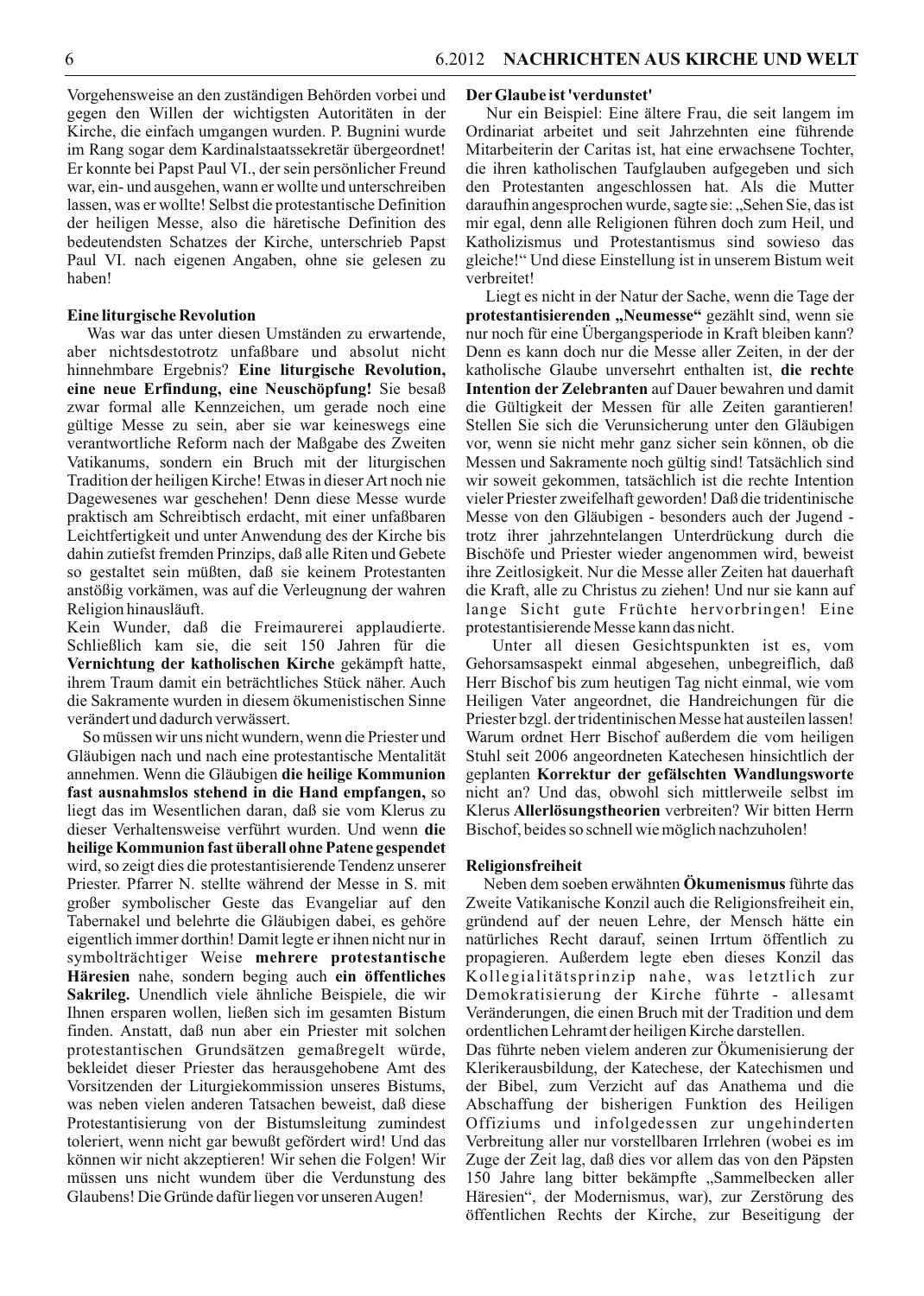Vorgehensweise an den zuständigen Behörden vorbei und gegen den Willen der wichtigsten Autoritäten in der Kirche, die einfach umgangen wurden. P. Bugnini wurde im Rang sogar dem Kardinalstaatssekretär übergeordnet! Er konnte bei Papst Paul VI., der sein persönlicher Freund war, ein- und ausgehen, wann er wollte und unterschreiben lassen, was er wollte! Selbst die protestantische Definition der heiligen Messe, also die häretische Definition des bedeutendsten Schatzes der Kirche, unterschrieb Papst Paul VI. nach eigenen Angaben, ohne sie gelesen zu haben!

**Eine liturgische Revolution**

Was war das unter diesen Umständen zu erwartende, aber nichtsdestotrotz unfaßbare und absolut nicht hinnehmbare Ergebnis? **Eine liturgische Revolution, eine neue Erfindung, eine Neuschöpfung!** Sie besaß zwar formal alle Kennzeichen, um gerade noch eine gültige Messe zu sein, aber sie war keineswegs eine verantwortliche Reform nach der Maßgabe des Zweiten Vatikanums, sondern ein Bruch mit der liturgischen Tradition der heiligen Kirche! Etwas in dieser Art noch nie Dagewesenes war geschehen! Denn diese Messe wurde praktisch am Schreibtisch erdacht, mit einer unfaßbaren Leichtfertigkeit und unter Anwendung des der Kirche bis dahin zutiefst fremden Prinzips, daß alle Riten und Gebete so gestaltet sein müßten, daß sie keinem Protestanten anstößig vorkämen, was auf die Verleugnung der wahren Religion hinausläuft.

Kein Wunder, daß die Freimaurerei applaudierte. Schließlich kam sie, die seit 150 Jahren für die **Vernichtung der katholischen Kirche** gekämpft hatte, ihrem Traum damit ein beträchtliches Stück näher. Auch die Sakramente wurden in diesem ökumenistischen Sinne verändert und dadurch verwässert.

So müssen wir uns nicht wundern, wenn die Priester und Gläubigen nach und nach eine protestantische Mentalität annehmen. Wenn die Gläubigen **die heilige Kommunion fast ausnahmslos stehend in die Hand empfangen,** so liegt das im Wesentlichen daran, daß sie vom Klerus zu dieser Verhaltensweise verführt wurden. Und wenn **die heilige Kommunion fast überall ohne Patene gespendet** wird, so zeigt dies die protestantisierende Tendenz unserer Priester. Pfarrer N. stellte während der Messe in S. mit großer symbolischer Geste das Evangeliar auf den Tabernakel und belehrte die Gläubigen dabei, es gehöre eigentlich immer dorthin! Damit legte er ihnen nicht nur in symbolträchtiger Weise **mehrere protestantische Häresien** nahe, sondern beging auch **ein öffentliches Sakrileg.** Unendlich viele ähnliche Beispiele, die wir Ihnen ersparen wollen, ließen sich im gesamten Bistum finden. Anstatt, daß nun aber ein Priester mit solchen protestantischen Grundsätzen gemaßregelt würde, bekleidet dieser Priester das herausgehobene Amt des Vorsitzenden der Liturgiekommission unseres Bistums, was neben vielen anderen Tatsachen beweist, daß diese Protestantisierung von der Bistumsleitung zumindest toleriert, wenn nicht gar bewußt gefördert wird! Und das können wir nicht akzeptieren! Wir sehen die Folgen! Wir müssen uns nicht wundem über die Verdunstung des Glaubens! Die Gründe dafür liegen vor unseren Augen!

**Der Glaube ist 'verdunstet'**

Nur ein Beispiel: Eine ältere Frau, die seit langem im Ordinariat arbeitet und seit Jahrzehnten eine führende Mitarbeiterin der Caritas ist, hat eine erwachsene Tochter, die ihren katholischen Taufglauben aufgegeben und sich den Protestanten angeschlossen hat. Als die Mutter daraufhin angesprochen wurde, sagte sie: „Sehen Sie, das ist mir egal, denn alle Religionen führen doch zum Heil, und Katholizismus und Protestantismus sind sowieso das gleiche!" Und diese Einstellung ist in unserem Bistum weit verbreitet!

Liegt es nicht in der Natur der Sache, wenn die Tage der **protestantisierenden „Neumesse"** gezählt sind, wenn sie nur noch für eine Übergangsperiode in Kraft bleiben kann? Denn es kann doch nur die Messe aller Zeiten, in der der katholische Glaube unversehrt enthalten ist, **die rechte Intention der Zelebranten** auf Dauer bewahren und damit die Gültigkeit der Messen für alle Zeiten garantieren! Stellen Sie sich die Verunsicherung unter den Gläubigen vor, wenn sie nicht mehr ganz sicher sein können, ob die Messen und Sakramente noch gültig sind! Tatsächlich sind wir soweit gekommen, tatsächlich ist die rechte Intention vieler Priester zweifelhaft geworden! Daß die tridentinische Messe von den Gläubigen - besonders auch der Jugend - trotz ihrer jahrzehntelangen Unterdrückung durch die Bischöfe und Priester wieder angenommen wird, beweist ihre Zeitlosigkeit. Nur die Messe aller Zeiten hat dauerhaft die Kraft, alle zu Christus zu ziehen! Und nur sie kann auf lange Sicht gute Früchte hervorbringen! Eine protestantisierende Messe kann das nicht.

Unter all diesen Gesichtspunkten ist es, vom Gehorsamsaspekt einmal abgesehen, unbegreiflich, daß Herr Bischof bis zum heutigen Tag nicht einmal, wie vom Heiligen Vater angeordnet, die Handreichungen für die Priester bzgl. der tridentinischen Messe hat austeilen lassen! Warum ordnet Herr Bischof außerdem die vom heiligen Stuhl seit 2006 angeordneten Katechesen hinsichtlich der geplanten **Korrektur der gefälschten Wandlungsworte** nicht an? Und das, obwohl sich mittlerweile selbst im Klerus **Allerlösungstheorien** verbreiten? Wir bitten Herrn Bischof, beides so schnell wie möglich nachzuholen!

**Religionsfreiheit**

Neben dem soeben erwähnten **Ökumenismus** führte das Zweite Vatikanische Konzil auch die Religionsfreiheit ein, gründend auf der neuen Lehre, der Mensch hätte ein natürliches Recht darauf, seinen Irrtum öffentlich zu propagieren. Außerdem legte eben dieses Konzil das Kollegialitätsprinzip nahe, was letztlich zur Demokratisierung der Kirche führte - allesamt Veränderungen, die einen Bruch mit der Tradition und dem ordentlichen Lehramt der heiligen Kirche darstellen.

Das führte neben vielem anderen zur Ökumenisierung der Klerikerausbildung, der Katechese, der Katechismen und der Bibel, zum Verzicht auf das Anathema und die Abschaffung der bisherigen Funktion des Heiligen Offiziums und infolgedessen zur ungehinderten Verbreitung aller nur vorstellbaren Irrlehren (wobei es im Zuge der Zeit lag, daß dies vor allem das von den Päpsten 150 Jahre lang bitter bekämpfte „Sammelbecken aller Häresien", der Modernismus, war), zur Zerstörung des öffentlichen Rechts der Kirche, zur Beseitigung der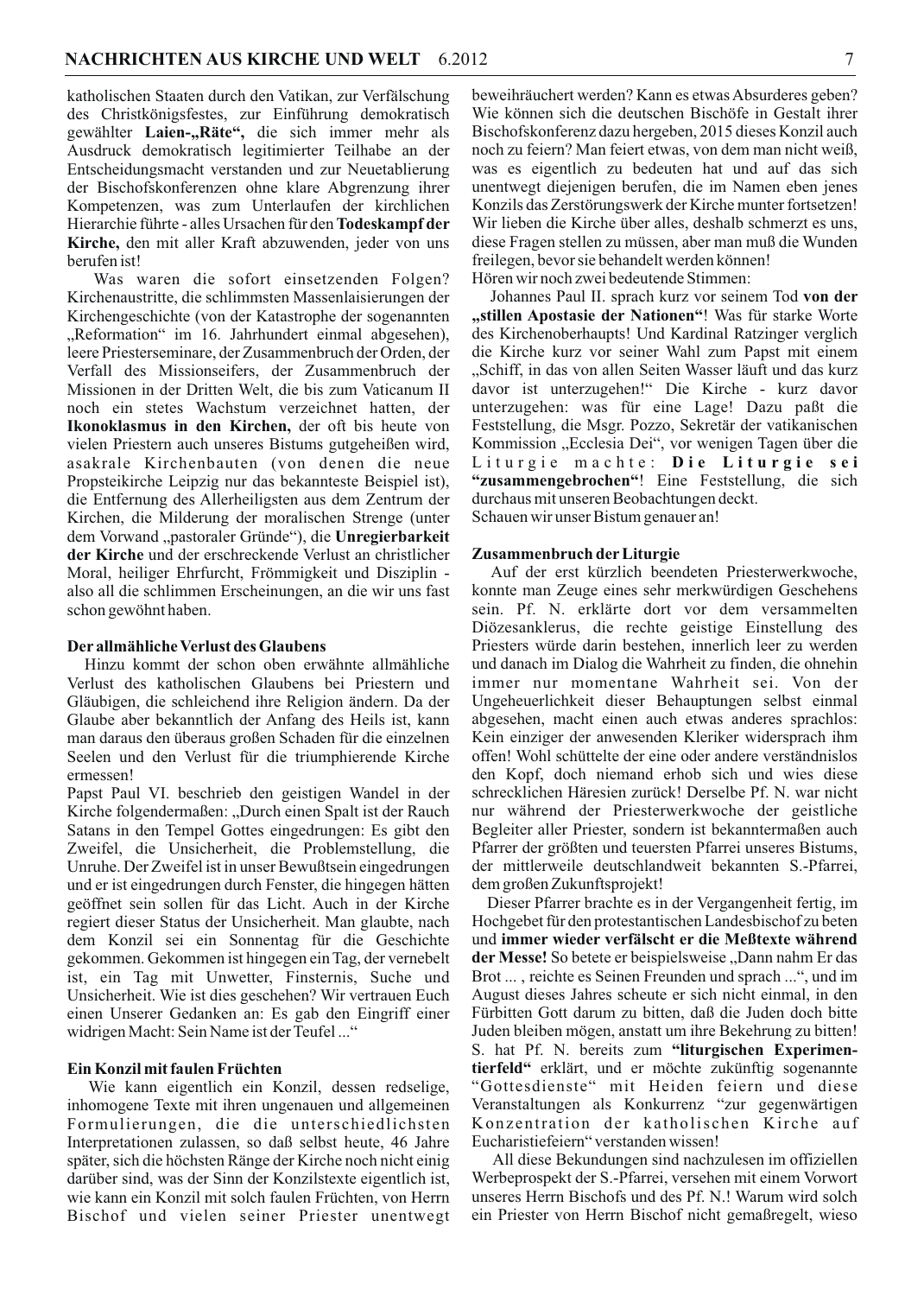katholischen Staaten durch den Vatikan, zur Verfälschung des Christkönigsfestes, zur Einführung demokratisch gewählter **Laien-„Räte“**, die sich immer mehr als Ausdruck demokratisch legitimierter Teilhabe an der Entscheidungsmacht verstanden und zur Neuetablierung der Bischofskonferenzen ohne klare Abgrenzung ihrer Kompetenzen, was zum Unterlaufen der kirchlichen Hierarchie führte - alles Ursachen für den **Todeskampf der Kirche,** den mit aller Kraft abzuwenden, jeder von uns berufen ist!

Was waren die sofort einsetzenden Folgen? Kirchenaustritte, die schlimmsten Massenlaisierungen der Kirchengeschichte (von der Katastrophe der sogenannten „Reformation“ im 16. Jahrhundert einmal abgesehen), leere Priesterseminare, der Zusammenbruch der Orden, der Verfall des Missionseifers, der Zusammenbruch der Missionen in der Dritten Welt, die bis zum Vaticanum II noch ein stetes Wachstum verzeichnet hatten, der **Ikonoklasmus in den Kirchen,** der oft bis heute von vielen Priestern auch unseres Bistums gutgeheißen wird, asakrale Kirchenbauten (von denen die neue Propsteikirche Leipzig nur das bekannteste Beispiel ist), die Entfernung des Allerheiligsten aus dem Zentrum der Kirchen, die Milderung der moralischen Strenge (unter dem Vorwand „pastoraler Gründe“), die **Unregierbarkeit der Kirche** und der erschreckende Verlust an christlicher Moral, heiliger Ehrfurcht, Frömmigkeit und Disziplin - also all die schlimmen Erscheinungen, an die wir uns fast schon gewöhnt haben.

### Der allmähliche Verlust des Glaubens

Hinzu kommt der schon oben erwähnte allmähliche Verlust des katholischen Glaubens bei Priestern und Gläubigen, die schleichend ihre Religion ändern. Da der Glaube aber bekanntlich der Anfang des Heils ist, kann man daraus den überaus großen Schaden für die einzelnen Seelen und den Verlust für die triumphierende Kirche ermessen!

Papst Paul VI. beschrieb den geistigen Wandel in der Kirche folgendermaßen: „Durch einen Spalt ist der Rauch Satans in den Tempel Gottes eingedrungen: Es gibt den Zweifel, die Unsicherheit, die Problemstellung, die Unruhe. Der Zweifel ist in unser Bewußtsein eingedrungen und er ist eingedrungen durch Fenster, die hingegen hätten geöffnet sein sollen für das Licht. Auch in der Kirche regiert dieser Status der Unsicherheit. Man glaubte, nach dem Konzil sei ein Sonnentag für die Geschichte gekommen. Gekommen ist hingegen ein Tag, der vernebelt ist, ein Tag mit Unwetter, Finsternis, Suche und Unsicherheit. Wie ist dies geschehen? Wir vertrauen Euch einen Unserer Gedanken an: Es gab den Eingriff einer widrigen Macht: Sein Name ist der Teufel ...“

### Ein Konzil mit faulen Früchten

Wie kann eigentlich ein Konzil, dessen redselige, inhomogene Texte mit ihren ungenauen und allgemeinen Formulierungen, die die unterschiedlichsten Interpretationen zulassen, so daß selbst heute, 46 Jahre später, sich die höchsten Ränge der Kirche noch nicht einig darüber sind, was der Sinn der Konzilstexte eigentlich ist, wie kann ein Konzil mit solch faulen Früchten, von Herrn Bischof und vielen seiner Priester unentwegt beweihräuchert werden? Kann es etwas Absurderes geben? Wie können sich die deutschen Bischöfe in Gestalt ihrer Bischofskonferenz dazu hergeben, 2015 dieses Konzil auch noch zu feiern? Man feiert etwas, von dem man nicht weiß, was es eigentlich zu bedeuten hat und auf das sich unentwegt diejenigen berufen, die im Namen eben jenes Konzils das Zerstörungswerk der Kirche munter fortsetzen! Wir lieben die Kirche über alles, deshalb schmerzt es uns, diese Fragen stellen zu müssen, aber man muß die Wunden freilegen, bevor sie behandelt werden können!

Hören wir noch zwei bedeutende Stimmen:

Johannes Paul II. sprach kurz vor seinem Tod **von der „stillen Apostasie der Nationen“**! Was für starke Worte des Kirchenoberhaupts! Und Kardinal Ratzinger verglich die Kirche kurz vor seiner Wahl zum Papst mit einem „Schiff, in das von allen Seiten Wasser läuft und das kurz davor ist unterzugehen!“ Die Kirche - kurz davor unterzugehen: was für eine Lage! Dazu paßt die Feststellung, die Msgr. Pozzo, Sekretär der vatikanischen Kommission „Ecclesia Dei“, vor wenigen Tagen über die Liturgie machte: **Die Liturgie sei “zusammengebrochen“**! Eine Feststellung, die sich durchaus mit unseren Beobachtungen deckt.

Schauen wir unser Bistum genauer an!

### Zusammenbruch der Liturgie

Auf der erst kürzlich beendeten Priesterwerkwoche, konnte man Zeuge eines sehr merkwürdigen Geschehens sein. Pf. N. erklärte dort vor dem versammelten Diözesanklerus, die rechte geistige Einstellung des Priesters würde darin bestehen, innerlich leer zu werden und danach im Dialog die Wahrheit zu finden, die ohnehin immer nur momentane Wahrheit sei. Von der Ungeheuerlichkeit dieser Behauptungen selbst einmal abgesehen, macht einen auch etwas anderes sprachlos: Kein einziger der anwesenden Kleriker widersprach ihm offen! Wohl schüttelte der eine oder andere verständnislos den Kopf, doch niemand erhob sich und wies diese schrecklichen Häresien zurück! Derselbe Pf. N. war nicht nur während der Priesterwerkwoche der geistliche Begleiter aller Priester, sondern ist bekanntermaßen auch Pfarrer der größten und teuersten Pfarrei unseres Bistums, der mittlerweile deutschlandweit bekannten S.-Pfarrei, dem großen Zukunftsprojekt!

Dieser Pfarrer brachte es in der Vergangenheit fertig, im Hochgebet für den protestantischen Landesbischof zu beten und **immer wieder verfälscht er die Meßtexte während der Messe!** So betete er beispielsweise „Dann nahm Er das Brot ... , reichte es Seinen Freunden und sprach ...“, und im August dieses Jahres scheute er sich nicht einmal, in den Fürbitten Gott darum zu bitten, daß die Juden doch bitte Juden bleiben mögen, anstatt um ihre Bekehrung zu bitten! S. hat Pf. N. bereits zum **“liturgischen Experimentierfeld“** erklärt, und er möchte zukünftig sogenannte “Gottesdienste“ mit Heiden feiern und diese Veranstaltungen als Konkurrenz “zur gegenwärtigen Konzentration der katholischen Kirche auf Eucharistiefeiern“ verstanden wissen!

All diese Bekundungen sind nachzulesen im offiziellen Werbeprospekt der S.-Pfarrei, versehen mit einem Vorwort unseres Herrn Bischofs und des Pf. N.! Warum wird solch ein Priester von Herrn Bischof nicht gemaßregelt, wieso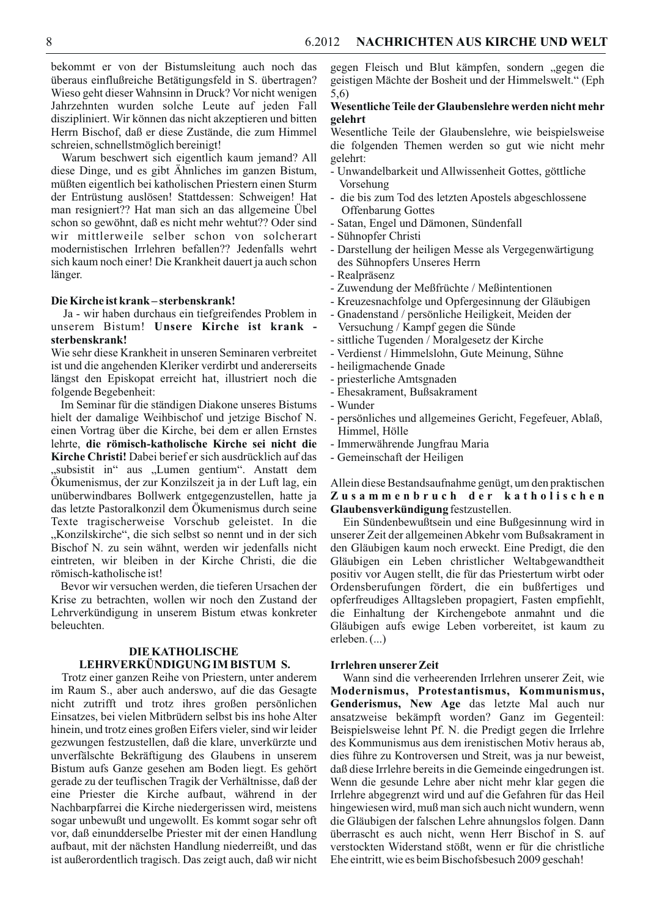bekommt er von der Bistumsleitung auch noch das überaus einflußreiche Betätigungsfeld in S. übertragen? Wieso geht dieser Wahnsinn in Druck? Vor nicht wenigen Jahrzehnten wurden solche Leute auf jeden Fall diszipliniert. Wir können das nicht akzeptieren und bitten Herrn Bischof, daß er diese Zustände, die zum Himmel schreien, schnellstmöglich bereinigt!

Warum beschwert sich eigentlich kaum jemand? All diese Dinge, und es gibt Ähnliches im ganzen Bistum, müßten eigentlich bei katholischen Priestern einen Sturm der Entrüstung auslösen! Stattdessen: Schweigen! Hat man resigniert?? Hat man sich an das allgemeine Übel schon so gewöhnt, daß es nicht mehr wehtut?? Oder sind wir mittlerweile selber schon von solcherart modernistischen Irrlehren befallen?? Jedenfalls wehrt sich kaum noch einer! Die Krankheit dauert ja auch schon länger.

**Die Kirche ist krank – sterbenskrank!**

Ja - wir haben durchaus ein tiefgreifendes Problem in unserem Bistum! **Unsere Kirche ist krank - sterbenskrank!**

Wie sehr diese Krankheit in unseren Seminaren verbreitet ist und die angehenden Kleriker verdirbt und andererseits längst den Episkopat erreicht hat, illustriert noch die folgende Begebenheit:

Im Seminar für die ständigen Diakone unseres Bistums hielt der damalige Weihbischof und jetzige Bischof N. einen Vortrag über die Kirche, bei dem er allen Ernstes lehrte, **die römisch-katholische Kirche sei nicht die Kirche Christi!** Dabei berief er sich ausdrücklich auf das „subsistit in“ aus „Lumen gentium“. Anstatt dem Ökumenismus, der zur Konzilszeit ja in der Luft lag, ein unüberwindbares Bollwerk entgegenzustellen, hatte ja das letzte Pastoralkonzil dem Ökumenismus durch seine Texte tragischerweise Vorschub geleistet. In die „Konzilskirche“, die sich selbst so nennt und in der sich Bischof N. zu sein wähnt, werden wir jedenfalls nicht eintreten, wir bleiben in der Kirche Christi, die die römisch-katholische ist!

Bevor wir versuchen werden, die tieferen Ursachen der Krise zu betrachten, wollen wir noch den Zustand der Lehrverkündigung in unserem Bistum etwas konkreter beleuchten.

## DIE KATHOLISCHE LEHRVERKÜNDIGUNG IM BISTUM S.

Trotz einer ganzen Reihe von Priestern, unter anderem im Raum S., aber auch anderswo, auf die das Gesagte nicht zutrifft und trotz ihres großen persönlichen Einsatzes, bei vielen Mitbrüdern selbst bis ins hohe Alter hinein, und trotz eines großen Eifers vieler, sind wir leider gezwungen festzustellen, daß die klare, unverkürzte und unverfälschte Bekräftigung des Glaubens in unserem Bistum aufs Ganze gesehen am Boden liegt. Es gehört gerade zu der teuflischen Tragik der Verhältnisse, daß der eine Priester die Kirche aufbaut, während in der Nachbarpfarrei die Kirche niedergerissen wird, meistens sogar unbewußt und ungewollt. Es kommt sogar sehr oft vor, daß einundderselbe Priester mit der einen Handlung aufbaut, mit der nächsten Handlung niederreißt, und das ist außerordentlich tragisch. Das zeigt auch, daß wir nicht gegen Fleisch und Blut kämpfen, sondern „gegen die geistigen Mächte der Bosheit und der Himmelswelt.“ (Eph 5,6)

**Wesentliche Teile der Glaubenslehre werden nicht mehr gelehrt**

Wesentliche Teile der Glaubenslehre, wie beispielsweise die folgenden Themen werden so gut wie nicht mehr gelehrt:

- Unwandelbarkeit und Allwissenheit Gottes, göttliche Vorsehung
- die bis zum Tod des letzten Apostels abgeschlossene Offenbarung Gottes
- Satan, Engel und Dämonen, Sündenfall
- Sühnopfer Christi
- Darstellung der heiligen Messe als Vergegenwärtigung des Sühnopfers Unseres Herrn
- Realpräsenz
- Zuwendung der Meßfrüchte / Meßintentionen
- Kreuzesnachfolge und Opfergesinnung der Gläubigen
- Gnadenstand / persönliche Heiligkeit, Meiden der Versuchung / Kampf gegen die Sünde
- sittliche Tugenden / Moralgesetz der Kirche
- Verdienst / Himmelslohn, Gute Meinung, Sühne
- heiligmachende Gnade
- priesterliche Amtsgnaden
- Ehesakrament, Bußsakrament
- Wunder
- persönliches und allgemeines Gericht, Fegefeuer, Ablaß, Himmel, Hölle
- Immerwährende Jungfrau Maria
- Gemeinschaft der Heiligen

Allein diese Bestandsaufnahme genügt, um den praktischen **Zusammenbruch der katholischen Glaubensverkündigung** festzustellen.

Ein Sündenbewußtsein und eine Bußgesinnung wird in unserer Zeit der allgemeinen Abkehr vom Bußsakrament in den Gläubigen kaum noch erweckt. Eine Predigt, die den Gläubigen ein Leben christlicher Weltabgewandtheit positiv vor Augen stellt, die für das Priestertum wirbt oder Ordensberufungen fördert, die ein bußfertiges und opferfreudiges Alltagsleben propagiert, Fasten empfiehlt, die Einhaltung der Kirchengebote anmahnt und die Gläubigen aufs ewige Leben vorbereitet, ist kaum zu erleben. (...)

**Irrlehren unserer Zeit**

Wann sind die verheerenden Irrlehren unserer Zeit, wie **Modernismus, Protestantismus, Kommunismus, Genderismus, New Age** das letzte Mal auch nur ansatzweise bekämpft worden? Ganz im Gegenteil: Beispielsweise lehnt Pf. N. die Predigt gegen die Irrlehre des Kommunismus aus dem irenistischen Motiv heraus ab, dies führe zu Kontroversen und Streit, was ja nur beweist, daß diese Irrlehre bereits in die Gemeinde eingedrungen ist. Wenn die gesunde Lehre aber nicht mehr klar gegen die Irrlehre abgegrenzt wird und auf die Gefahren für das Heil hingewiesen wird, muß man sich auch nicht wundern, wenn die Gläubigen der falschen Lehre ahnungslos folgen. Dann überrascht es auch nicht, wenn Herr Bischof in S. auf verstockten Widerstand stößt, wenn er für die christliche Ehe eintritt, wie es beim Bischofsbesuch 2009 geschah!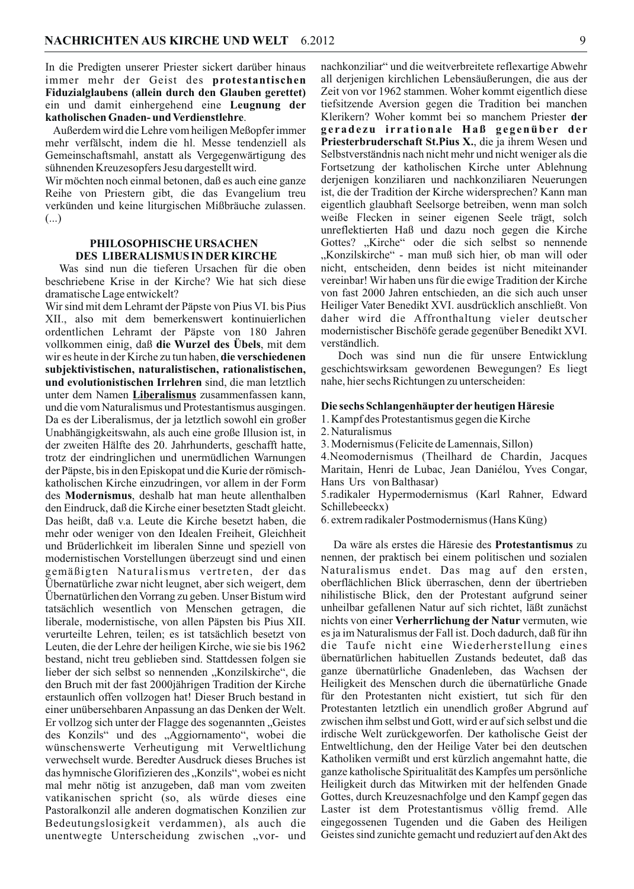In die Predigten unserer Priester sickert darüber hinaus immer mehr der Geist des **protestantischen Fiduzialglaubens (allein durch den Glauben gerettet)** ein und damit einhergehend eine **Leugnung der katholischen Gnaden- und Verdienstlehre**.

Außerdem wird die Lehre vom heiligen Meßopfer immer mehr verfälscht, indem die hl. Messe tendenziell als Gemeinschaftsmahl, anstatt als Vergegenwärtigung des sühnenden Kreuzesopfers Jesu dargestellt wird.

Wir möchten noch einmal betonen, daß es auch eine ganze Reihe von Priestern gibt, die das Evangelium treu verkünden und keine liturgischen Mißbräuche zulassen. (...)

## PHILOSOPHISCHE URSACHEN DES LIBERALISMUS IN DER KIRCHE

Was sind nun die tieferen Ursachen für die oben beschriebene Krise in der Kirche? Wie hat sich diese dramatische Lage entwickelt?

Wir sind mit dem Lehramt der Päpste von Pius VI. bis Pius XII., also mit dem bemerkenswert kontinuierlichen ordentlichen Lehramt der Päpste von 180 Jahren vollkommen einig, daß **die Wurzel des Übels**, mit dem wir es heute in der Kirche zu tun haben, **die verschiedenen subjektivistischen, naturalistischen, rationalistischen, und evolutionistischen Irrlehren** sind, die man letztlich unter dem Namen **Liberalismus** zusammenfassen kann, und die vom Naturalismus und Protestantismus ausgingen. Da es der Liberalismus, der ja letztlich sowohl ein großer Unabhängigkeitswahn, als auch eine große Illusion ist, in der zweiten Hälfte des 20. Jahrhunderts, geschafft hatte, trotz der eindringlichen und unermüdlichen Warnungen der Päpste, bis in den Episkopat und die Kurie der römisch-katholischen Kirche einzudringen, vor allem in der Form des **Modernismus**, deshalb hat man heute allenthalben den Eindruck, daß die Kirche einer besetzten Stadt gleicht. Das heißt, daß v.a. Leute die Kirche besetzt haben, die mehr oder weniger von den Idealen Freiheit, Gleichheit und Brüderlichkeit im liberalen Sinne und speziell von modernistischen Vorstellungen überzeugt sind und einen gemäßigten Naturalismus vertreten, der das Übernatürliche zwar nicht leugnet, aber sich weigert, dem Übernatürlichen den Vorrang zu geben. Unser Bistum wird tatsächlich wesentlich von Menschen getragen, die liberale, modernistische, von allen Päpsten bis Pius XII. verurteilte Lehren, teilen; es ist tatsächlich besetzt von Leuten, die der Lehre der heiligen Kirche, wie sie bis 1962 bestand, nicht treu geblieben sind. Stattdessen folgen sie lieber der sich selbst so nennenden „Konzilskirche", die den Bruch mit der fast 2000jährigen Tradition der Kirche erstaunlich offen vollzogen hat! Dieser Bruch bestand in einer unübersehbaren Anpassung an das Denken der Welt. Er vollzog sich unter der Flagge des sogenannten „Geistes des Konzils" und des „Aggiornamento", wobei die wünschenswerte Verheutigung mit Verweltlichung verwechselt wurde. Beredter Ausdruck dieses Bruches ist das hymnische Glorifizieren des „Konzils", wobei es nicht mal mehr nötig ist anzugeben, daß man vom zweiten vatikanischen spricht (so, als würde dieses eine Pastoralkonzil alle anderen dogmatischen Konzilien zur Bedeutungslosigkeit verdammen), als auch die unentwegte Unterscheidung zwischen „vor- und nachkonziliar" und die weitverbreitete reflexartige Abwehr all derjenigen kirchlichen Lebensäußerungen, die aus der Zeit von vor 1962 stammen. Woher kommt eigentlich diese tiefsitzende Aversion gegen die Tradition bei manchen Klerikern? Woher kommt bei so manchem Priester **der geradezu irrationale Haß gegenüber der Priesterbruderschaft St.Pius X.**, die ja ihrem Wesen und Selbstverständnis nach nicht mehr und nicht weniger als die Fortsetzung der katholischen Kirche unter Ablehnung derjenigen konziliaren und nachkonziliaren Neuerungen ist, die der Tradition der Kirche widersprechen? Kann man eigentlich glaubhaft Seelsorge betreiben, wenn man solch weiße Flecken in seiner eigenen Seele trägt, solch unreflektierten Haß und dazu noch gegen die Kirche Gottes? „Kirche" oder die sich selbst so nennende „Konzilskirche" - man muß sich hier, ob man will oder nicht, entscheiden, denn beides ist nicht miteinander vereinbar! Wir haben uns für die ewige Tradition der Kirche von fast 2000 Jahren entschieden, an die sich auch unser Heiliger Vater Benedikt XVI. ausdrücklich anschließt. Von daher wird die Affronthaltung vieler deutscher modernistischer Bischöfe gerade gegenüber Benedikt XVI. verständlich.

Doch was sind nun die für unsere Entwicklung geschichtswirksam gewordenen Bewegungen? Es liegt nahe, hier sechs Richtungen zu unterscheiden:

**Die sechs Schlangenhäupter der heutigen Häresie**

1. Kampf des Protestantismus gegen die Kirche
2. Naturalismus
3. Modernismus (Felicite de Lamennais, Sillon)
4. Neomodernismus (Theilhard de Chardin, Jacques Maritain, Henri de Lubac, Jean Daniélou, Yves Congar, Hans Urs von Balthasar)
5. radikaler Hypermodernismus (Karl Rahner, Edward Schillebeeckx)
6. extrem radikaler Postmodernismus (Hans Küng)

Da wäre als erstes die Häresie des **Protestantismus** zu nennen, der praktisch bei einem politischen und sozialen Naturalismus endet. Das mag auf den ersten, oberflächlichen Blick überraschen, denn der übertrieben nihilistische Blick, den der Protestant aufgrund seiner unheilbar gefallenen Natur auf sich richtet, läßt zunächst nichts von einer **Verherrlichung der Natur** vermuten, wie es ja im Naturalismus der Fall ist. Doch dadurch, daß für ihn die Taufe nicht eine Wiederherstellung eines übernatürlichen habituellen Zustands bedeutet, daß das ganze übernatürliche Gnadenleben, das Wachsen der Heiligkeit des Menschen durch die übernatürliche Gnade für den Protestanten nicht existiert, tut sich für den Protestanten letztlich ein unendlich großer Abgrund auf zwischen ihm selbst und Gott, wird er auf sich selbst und die irdische Welt zurückgeworfen. Der katholische Geist der Entweltlichung, den der Heilige Vater bei den deutschen Katholiken vermißt und erst kürzlich angemahnt hatte, die ganze katholische Spiritualität des Kampfes um persönliche Heiligkeit durch das Mitwirken mit der helfenden Gnade Gottes, durch Kreuzesnachfolge und den Kampf gegen das Laster ist dem Protestantismus völlig fremd. Alle eingegossenen Tugenden und die Gaben des Heiligen Geistes sind zunichte gemacht und reduziert auf den Akt des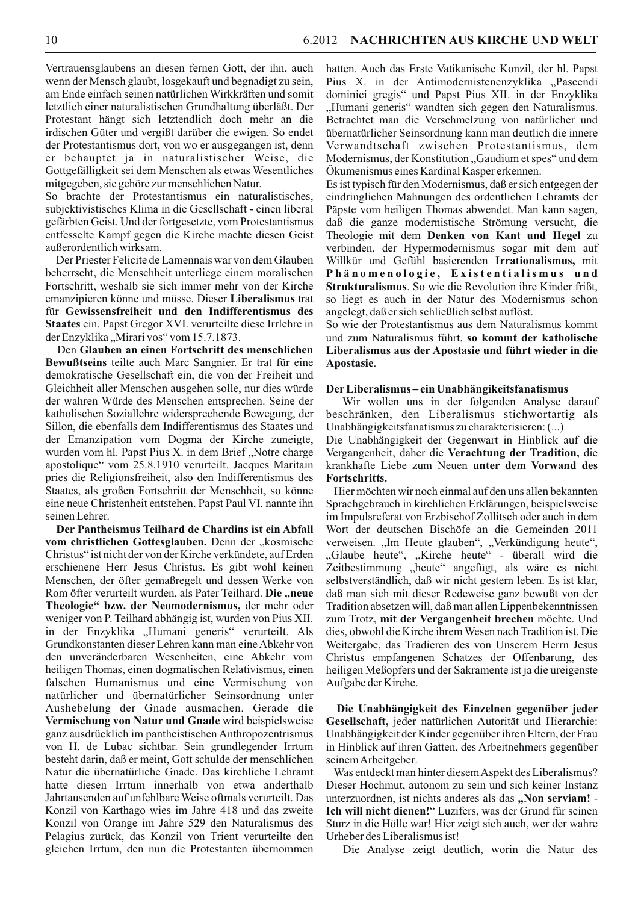Vertrauensglaubens an diesen fernen Gott, der ihn, auch wenn der Mensch glaubt, losgekauft und begnadigt zu sein, am Ende einfach seinen natürlichen Wirkkräften und somit letztlich einer naturalistischen Grundhaltung überläßt. Der Protestant hängt sich letztendlich doch mehr an die irdischen Güter und vergißt darüber die ewigen. So endet der Protestantismus dort, von wo er ausgegangen ist, denn er behauptet ja in naturalistischer Weise, die Gottgefälligkeit sei dem Menschen als etwas Wesentliches mitgegeben, sie gehöre zur menschlichen Natur.

So brachte der Protestantismus ein naturalistisches, subjektivistisches Klima in die Gesellschaft - einen liberal gefärbten Geist. Und der fortgesetzte, vom Protestantismus entfesselte Kampf gegen die Kirche machte diesen Geist außerordentlich wirksam.

Der Priester Felicite de Lamennais war von dem Glauben beherrscht, die Menschheit unterliege einem moralischen Fortschritt, weshalb sie sich immer mehr von der Kirche emanzipieren könne und müsse. Dieser **Liberalismus** trat für **Gewissensfreiheit und den Indifferentismus des Staates** ein. Papst Gregor XVI. verurteilte diese Irrlehre in der Enzyklika „Mirari vos" vom 15.7.1873.

Den **Glauben an einen Fortschritt des menschlichen Bewußtseins** teilte auch Marc Sangnier. Er trat für eine demokratische Gesellschaft ein, die von der Freiheit und Gleichheit aller Menschen ausgehen solle, nur dies würde der wahren Würde des Menschen entsprechen. Seine der katholischen Soziallehre widersprechende Bewegung, der Sillon, die ebenfalls dem Indifferentismus des Staates und der Emanzipation vom Dogma der Kirche zuneigte, wurden vom hl. Papst Pius X. in dem Brief „Notre charge apostolique" vom 25.8.1910 verurteilt. Jacques Maritain pries die Religionsfreiheit, also den Indifferentismus des Staates, als großen Fortschritt der Menschheit, so könne eine neue Christenheit entstehen. Papst Paul VI. nannte ihn seinen Lehrer.

**Der Pantheismus Teilhard de Chardins ist ein Abfall vom christlichen Gottesglauben.** Denn der „kosmische Christus" ist nicht der von der Kirche verkündete, auf Erden erschienene Herr Jesus Christus. Es gibt wohl keinen Menschen, der öfter gemaßregelt und dessen Werke von Rom öfter verurteilt wurden, als Pater Teilhard. **Die „neue Theologie" bzw. der Neomodernismus,** der mehr oder weniger von P. Teilhard abhängig ist, wurden von Pius XII. in der Enzyklika „Humani generis" verurteilt. Als Grundkonstanten dieser Lehren kann man eine Abkehr von den unveränderbaren Wesenheiten, eine Abkehr vom heiligen Thomas, einen dogmatischen Relativismus, einen falschen Humanismus und eine Vermischung von natürlicher und übernatürlicher Seinsordnung unter Aushebelung der Gnade ausmachen. Gerade **die Vermischung von Natur und Gnade** wird beispielsweise ganz ausdrücklich im pantheistischen Anthropozentrismus von H. de Lubac sichtbar. Sein grundlegender Irrtum besteht darin, daß er meint, Gott schulde der menschlichen Natur die übernatürliche Gnade. Das kirchliche Lehramt hatte diesen Irrtum innerhalb von etwa anderthalb Jahrtausenden auf unfehlbare Weise oftmals verurteilt. Das Konzil von Karthago wies im Jahre 418 und das zweite Konzil von Orange im Jahre 529 den Naturalismus des Pelagius zurück, das Konzil von Trient verurteilte den gleichen Irrtum, den nun die Protestanten übernommen hatten. Auch das Erste Vatikanische Konzil, der hl. Papst Pius X. in der Antimodernistenenzyklika „Pascendi dominici gregis" und Papst Pius XII. in der Enzyklika „Humani generis" wandten sich gegen den Naturalismus. Betrachtet man die Verschmelzung von natürlicher und übernatürlicher Seinsordnung kann man deutlich die innere Verwandtschaft zwischen Protestantismus, dem Modernismus, der Konstitution „Gaudium et spes" und dem Ökumenismus eines Kardinal Kasper erkennen.

Es ist typisch für den Modernismus, daß er sich entgegen der eindringlichen Mahnungen des ordentlichen Lehramts der Päpste vom heiligen Thomas abwendet. Man kann sagen, daß die ganze modernistische Strömung versucht, die Theologie mit dem **Denken von Kant und Hegel** zu verbinden, der Hypermodernismus sogar mit dem auf Willkür und Gefühl basierenden **Irrationalismus,** mit **Phänomenologie, Existentialismus und Strukturalismus**. So wie die Revolution ihre Kinder frißt, so liegt es auch in der Natur des Modernismus schon angelegt, daß er sich schließlich selbst auflöst.

So wie der Protestantismus aus dem Naturalismus kommt und zum Naturalismus führt, **so kommt der katholische Liberalismus aus der Apostasie und führt wieder in die Apostasie**.

**Der Liberalismus – ein Unabhängikeitsfanatismus**

Wir wollen uns in der folgenden Analyse darauf beschränken, den Liberalismus stichwortartig als Unabhängikeitsfanatismus zu charakterisieren: (...)

Die Unabhängigkeit der Gegenwart in Hinblick auf die Vergangenheit, daher die **Verachtung der Tradition,** die krankhafte Liebe zum Neuen **unter dem Vorwand des Fortschritts.**

Hier möchten wir noch einmal auf den uns allen bekannten Sprachgebrauch in kirchlichen Erklärungen, beispielsweise im Impulsreferat von Erzbischof Zollitsch oder auch in dem Wort der deutschen Bischöfe an die Gemeinden 2011 verweisen. „Im Heute glauben", „Verkündigung heute", „Glaube heute", „Kirche heute" - überall wird die Zeitbestimmung „heute" angefügt, als wäre es nicht selbstverständlich, daß wir nicht gestern leben. Es ist klar, daß man sich mit dieser Redeweise ganz bewußt von der Tradition absetzen will, daß man allen Lippenbekenntnissen zum Trotz, **mit der Vergangenheit brechen** möchte. Und dies, obwohl die Kirche ihrem Wesen nach Tradition ist. Die Weitergabe, das Tradieren des von Unserem Herrn Jesus Christus empfangenen Schatzes der Offenbarung, des heiligen Meßopfers und der Sakramente ist ja die ureigenste Aufgabe der Kirche.

**Die Unabhängigkeit des Einzelnen gegenüber jeder Gesellschaft,** jeder natürlichen Autorität und Hierarchie: Unabhängigkeit der Kinder gegenüber ihren Eltern, der Frau in Hinblick auf ihren Gatten, des Arbeitnehmers gegenüber seinem Arbeitgeber.

Was entdeckt man hinter diesem Aspekt des Liberalismus? Dieser Hochmut, autonom zu sein und sich keiner Instanz unterzuordnen, ist nichts anderes als das **„Non serviam! - Ich will nicht dienen!"** Luzifers, was der Grund für seinen Sturz in die Hölle war! Hier zeigt sich auch, wer der wahre Urheber des Liberalismus ist!

Die Analyse zeigt deutlich, worin die Natur des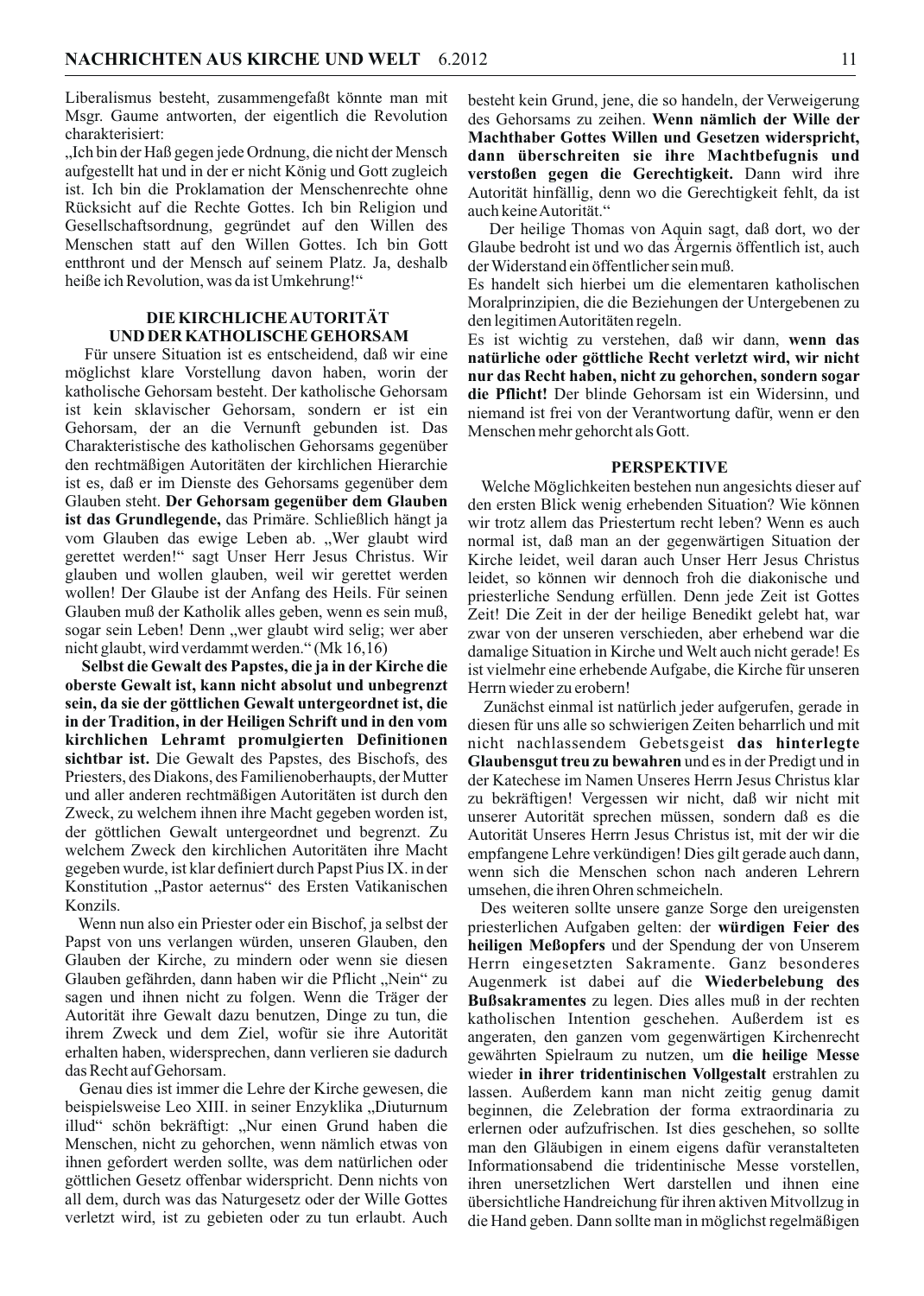Liberalismus besteht, zusammengefaßt könnte man mit Msgr. Gaume antworten, der eigentlich die Revolution charakterisiert:

„Ich bin der Haß gegen jede Ordnung, die nicht der Mensch aufgestellt hat und in der er nicht König und Gott zugleich ist. Ich bin die Proklamation der Menschenrechte ohne Rücksicht auf die Rechte Gottes. Ich bin Religion und Gesellschaftsordnung, gegründet auf den Willen des Menschen statt auf den Willen Gottes. Ich bin Gott entthront und der Mensch auf seinem Platz. Ja, deshalb heiße ich Revolution, was da ist Umkehrung!"

## DIE KIRCHLICHE AUTORITÄT UND DER KATHOLISCHE GEHORSAM

Für unsere Situation ist es entscheidend, daß wir eine möglichst klare Vorstellung davon haben, worin der katholische Gehorsam besteht. Der katholische Gehorsam ist kein sklavischer Gehorsam, sondern er ist ein Gehorsam, der an die Vernunft gebunden ist. Das Charakteristische des katholischen Gehorsams gegenüber den rechtmäßigen Autoritäten der kirchlichen Hierarchie ist es, daß er im Dienste des Gehorsams gegenüber dem Glauben steht. **Der Gehorsam gegenüber dem Glauben ist das Grundlegende,** das Primäre. Schließlich hängt ja vom Glauben das ewige Leben ab. „Wer glaubt wird gerettet werden!" sagt Unser Herr Jesus Christus. Wir glauben und wollen glauben, weil wir gerettet werden wollen! Der Glaube ist der Anfang des Heils. Für seinen Glauben muß der Katholik alles geben, wenn es sein muß, sogar sein Leben! Denn „wer glaubt wird selig; wer aber nicht glaubt, wird verdammt werden." (Mk 16,16)

**Selbst die Gewalt des Papstes, die ja in der Kirche die oberste Gewalt ist, kann nicht absolut und unbegrenzt sein, da sie der göttlichen Gewalt untergeordnet ist, die in der Tradition, in der Heiligen Schrift und in den vom kirchlichen Lehramt promulgierten Definitionen sichtbar ist.** Die Gewalt des Papstes, des Bischofs, des Priesters, des Diakons, des Familienoberhaupts, der Mutter und aller anderen rechtmäßigen Autoritäten ist durch den Zweck, zu welchem ihnen ihre Macht gegeben worden ist, der göttlichen Gewalt untergeordnet und begrenzt. Zu welchem Zweck den kirchlichen Autoritäten ihre Macht gegeben wurde, ist klar definiert durch Papst Pius IX. in der Konstitution „Pastor aeternus" des Ersten Vatikanischen Konzils.

Wenn nun also ein Priester oder ein Bischof, ja selbst der Papst von uns verlangen würden, unseren Glauben, den Glauben der Kirche, zu mindern oder wenn sie diesen Glauben gefährden, dann haben wir die Pflicht „Nein" zu sagen und ihnen nicht zu folgen. Wenn die Träger der Autorität ihre Gewalt dazu benutzen, Dinge zu tun, die ihrem Zweck und dem Ziel, wofür sie ihre Autorität erhalten haben, widersprechen, dann verlieren sie dadurch das Recht auf Gehorsam.

Genau dies ist immer die Lehre der Kirche gewesen, die beispielsweise Leo XIII. in seiner Enzyklika „Diuturnum illud" schön bekräftigt: „Nur einen Grund haben die Menschen, nicht zu gehorchen, wenn nämlich etwas von ihnen gefordert werden sollte, was dem natürlichen oder göttlichen Gesetz offenbar widerspricht. Denn nichts von all dem, durch was das Naturgesetz oder der Wille Gottes verletzt wird, ist zu gebieten oder zu tun erlaubt. Auch besteht kein Grund, jene, die so handeln, der Verweigerung des Gehorsams zu zeihen. **Wenn nämlich der Wille der Machthaber Gottes Willen und Gesetzen widerspricht, dann überschreiten sie ihre Machtbefugnis und verstoßen gegen die Gerechtigkeit.** Dann wird ihre Autorität hinfällig, denn wo die Gerechtigkeit fehlt, da ist auch keine Autorität."

Der heilige Thomas von Aquin sagt, daß dort, wo der Glaube bedroht ist und wo das Ärgernis öffentlich ist, auch der Widerstand ein öffentlicher sein muß.

Es handelt sich hierbei um die elementaren katholischen Moralprinzipien, die die Beziehungen der Untergebenen zu den legitimen Autoritäten regeln.

Es ist wichtig zu verstehen, daß wir dann, **wenn das natürliche oder göttliche Recht verletzt wird, wir nicht nur das Recht haben, nicht zu gehorchen, sondern sogar die Pflicht!** Der blinde Gehorsam ist ein Widersinn, und niemand ist frei von der Verantwortung dafür, wenn er den Menschen mehr gehorcht als Gott.

## PERSPEKTIVE

Welche Möglichkeiten bestehen nun angesichts dieser auf den ersten Blick wenig erhebenden Situation? Wie können wir trotz allem das Priestertum recht leben? Wenn es auch normal ist, daß man an der gegenwärtigen Situation der Kirche leidet, weil daran auch Unser Herr Jesus Christus leidet, so können wir dennoch froh die diakonische und priesterliche Sendung erfüllen. Denn jede Zeit ist Gottes Zeit! Die Zeit in der der heilige Benedikt gelebt hat, war zwar von der unseren verschieden, aber erhebend war die damalige Situation in Kirche und Welt auch nicht gerade! Es ist vielmehr eine erhebende Aufgabe, die Kirche für unseren Herrn wieder zu erobern!

Zunächst einmal ist natürlich jeder aufgerufen, gerade in diesen für uns alle so schwierigen Zeiten beharrlich und mit nicht nachlassendem Gebetsgeist **das hinterlegte Glaubensgut treu zu bewahren** und es in der Predigt und in der Katechese im Namen Unseres Herrn Jesus Christus klar zu bekräftigen! Vergessen wir nicht, daß wir nicht mit unserer Autorität sprechen müssen, sondern daß es die Autorität Unseres Herrn Jesus Christus ist, mit der wir die empfangene Lehre verkündigen! Dies gilt gerade auch dann, wenn sich die Menschen schon nach anderen Lehrern umsehen, die ihren Ohren schmeicheln.

Des weiteren sollte unsere ganze Sorge den ureigensten priesterlichen Aufgaben gelten: der **würdigen Feier des heiligen Meßopfers** und der Spendung der von Unserem Herrn eingesetzten Sakramente. Ganz besonderes Augenmerk ist dabei auf die **Wiederbelebung des Bußsakramentes** zu legen. Dies alles muß in der rechten katholischen Intention geschehen. Außerdem ist es angeraten, den ganzen vom gegenwärtigen Kirchenrecht gewährten Spielraum zu nutzen, um **die heilige Messe** wieder **in ihrer tridentinischen Vollgestalt** erstrahlen zu lassen. Außerdem kann man nicht zeitig genug damit beginnen, die Zelebration der forma extraordinaria zu erlernen oder aufzufrischen. Ist dies geschehen, so sollte man den Gläubigen in einem eigens dafür veranstalteten Informationsabend die tridentinische Messe vorstellen, ihren unersetzlichen Wert darstellen und ihnen eine übersichtliche Handreichung für ihren aktiven Mitvollzug in die Hand geben. Dann sollte man in möglichst regelmäßigen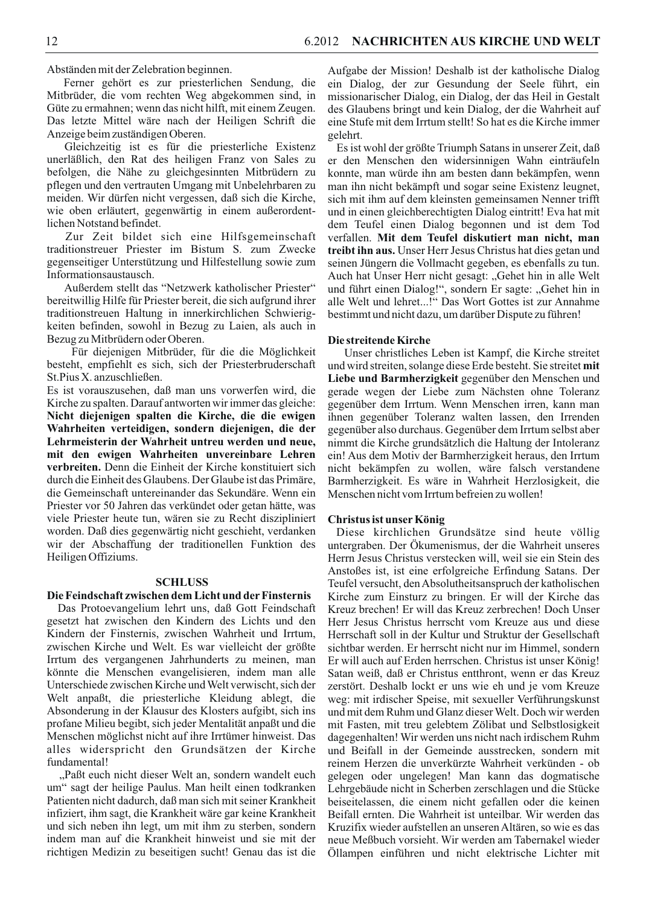Abständen mit der Zelebration beginnen.

Ferner gehört es zur priesterlichen Sendung, die Mitbrüder, die vom rechten Weg abgekommen sind, in Güte zu ermahnen; wenn das nicht hilft, mit einem Zeugen. Das letzte Mittel wäre nach der Heiligen Schrift die Anzeige beim zuständigen Oberen.

Gleichzeitig ist es für die priesterliche Existenz unerläßlich, den Rat des heiligen Franz von Sales zu befolgen, die Nähe zu gleichgesinnten Mitbrüdern zu pflegen und den vertrauten Umgang mit Unbelehrbaren zu meiden. Wir dürfen nicht vergessen, daß sich die Kirche, wie oben erläutert, gegenwärtig in einem außerordentlichen Notstand befindet.

Zur Zeit bildet sich eine Hilfsgemeinschaft traditionstreuer Priester im Bistum S. zum Zwecke gegenseitiger Unterstützung und Hilfestellung sowie zum Informationsaustausch.

Außerdem stellt das "Netzwerk katholischer Priester" bereitwillig Hilfe für Priester bereit, die sich aufgrund ihrer traditionstreuen Haltung in innerkirchlichen Schwierigkeiten befinden, sowohl in Bezug zu Laien, als auch in Bezug zu Mitbrüdern oder Oberen.

Für diejenigen Mitbrüder, für die die Möglichkeit besteht, empfiehlt es sich, sich der Priesterbruderschaft St.Pius X. anzuschließen.

Es ist vorauszusehen, daß man uns vorwerfen wird, die Kirche zu spalten. Darauf antworten wir immer das gleiche: **Nicht diejenigen spalten die Kirche, die die ewigen Wahrheiten verteidigen, sondern diejenigen, die der Lehrmeisterin der Wahrheit untreu werden und neue, mit den ewigen Wahrheiten unvereinbare Lehren verbreiten.** Denn die Einheit der Kirche konstituiert sich durch die Einheit des Glaubens. Der Glaube ist das Primäre, die Gemeinschaft untereinander das Sekundäre. Wenn ein Priester vor 50 Jahren das verkündet oder getan hätte, was viele Priester heute tun, wären sie zu Recht diszipliniert worden. Daß dies gegenwärtig nicht geschieht, verdanken wir der Abschaffung der traditionellen Funktion des Heiligen Offiziums.

## SCHLUSS

### Die Feindschaft zwischen dem Licht und der Finsternis

Das Protoevangelium lehrt uns, daß Gott Feindschaft gesetzt hat zwischen den Kindern des Lichts und den Kindern der Finsternis, zwischen Wahrheit und Irrtum, zwischen Kirche und Welt. Es war vielleicht der größte Irrtum des vergangenen Jahrhunderts zu meinen, man könnte die Menschen evangelisieren, indem man alle Unterschiede zwischen Kirche und Welt verwischt, sich der Welt anpaßt, die priesterliche Kleidung ablegt, die Absonderung in der Klausur des Klosters aufgibt, sich ins profane Milieu begibt, sich jeder Mentalität anpaßt und die Menschen möglichst nicht auf ihre Irrtümer hinweist. Das alles widerspricht den Grundsätzen der Kirche fundamental!

„Paßt euch nicht dieser Welt an, sondern wandelt euch um" sagt der heilige Paulus. Man heilt einen todkranken Patienten nicht dadurch, daß man sich mit seiner Krankheit infiziert, ihm sagt, die Krankheit wäre gar keine Krankheit und sich neben ihn legt, um mit ihm zu sterben, sondern indem man auf die Krankheit hinweist und sie mit der richtigen Medizin zu beseitigen sucht! Genau das ist die Aufgabe der Mission! Deshalb ist der katholische Dialog ein Dialog, der zur Gesundung der Seele führt, ein missionarischer Dialog, ein Dialog, der das Heil in Gestalt des Glaubens bringt und kein Dialog, der die Wahrheit auf eine Stufe mit dem Irrtum stellt! So hat es die Kirche immer gelehrt.

Es ist wohl der größte Triumph Satans in unserer Zeit, daß er den Menschen den widersinnigen Wahn einträufeln konnte, man würde ihn am besten dann bekämpfen, wenn man ihn nicht bekämpft und sogar seine Existenz leugnet, sich mit ihm auf dem kleinsten gemeinsamen Nenner trifft und in einen gleichberechtigten Dialog eintritt! Eva hat mit dem Teufel einen Dialog begonnen und ist dem Tod verfallen. **Mit dem Teufel diskutiert man nicht, man treibt ihn aus.** Unser Herr Jesus Christus hat dies getan und seinen Jüngern die Vollmacht gegeben, es ebenfalls zu tun. Auch hat Unser Herr nicht gesagt: „Gehet hin in alle Welt und führt einen Dialog!", sondern Er sagte: „Gehet hin in alle Welt und lehret...!" Das Wort Gottes ist zur Annahme bestimmt und nicht dazu, um darüber Dispute zu führen!

### Die streitende Kirche

Unser christliches Leben ist Kampf, die Kirche streitet und wird streiten, solange diese Erde besteht. Sie streitet **mit Liebe und Barmherzigkeit** gegenüber den Menschen und gerade wegen der Liebe zum Nächsten ohne Toleranz gegenüber dem Irrtum. Wenn Menschen irren, kann man ihnen gegenüber Toleranz walten lassen, den Irrenden gegenüber also durchaus. Gegenüber dem Irrtum selbst aber nimmt die Kirche grundsätzlich die Haltung der Intoleranz ein! Aus dem Motiv der Barmherzigkeit heraus, den Irrtum nicht bekämpfen zu wollen, wäre falsch verstandene Barmherzigkeit. Es wäre in Wahrheit Herzlosigkeit, die Menschen nicht vom Irrtum befreien zu wollen!

### Christus ist unser König

Diese kirchlichen Grundsätze sind heute völlig untergraben. Der Ökumenismus, der die Wahrheit unseres Herrn Jesus Christus verstecken will, weil sie ein Stein des Anstoßes ist, ist eine erfolgreiche Erfindung Satans. Der Teufel versucht, den Absolutheitsanspruch der katholischen Kirche zum Einsturz zu bringen. Er will der Kirche das Kreuz brechen! Er will das Kreuz zerbrechen! Doch Unser Herr Jesus Christus herrscht vom Kreuze aus und diese Herrschaft soll in der Kultur und Struktur der Gesellschaft sichtbar werden. Er herrscht nicht nur im Himmel, sondern Er will auch auf Erden herrschen. Christus ist unser König! Satan weiß, daß er Christus entthront, wenn er das Kreuz zerstört. Deshalb lockt er uns wie eh und je vom Kreuze weg: mit irdischer Speise, mit sexueller Verführungskunst und mit dem Ruhm und Glanz dieser Welt. Doch wir werden mit Fasten, mit treu gelebtem Zölibat und Selbstlosigkeit dagegenhalten! Wir werden uns nicht nach irdischem Ruhm und Beifall in der Gemeinde ausstrecken, sondern mit reinem Herzen die unverkürzte Wahrheit verkünden - ob gelegen oder ungelegen! Man kann das dogmatische Lehrgebäude nicht in Scherben zerschlagen und die Stücke beiseitelassen, die einem nicht gefallen oder die keinen Beifall ernten. Die Wahrheit ist unteilbar. Wir werden das Kruzifix wieder aufstellen an unseren Altären, so wie es das neue Meßbuch vorsieht. Wir werden am Tabernakel wieder Öllampen einführen und nicht elektrische Lichter mit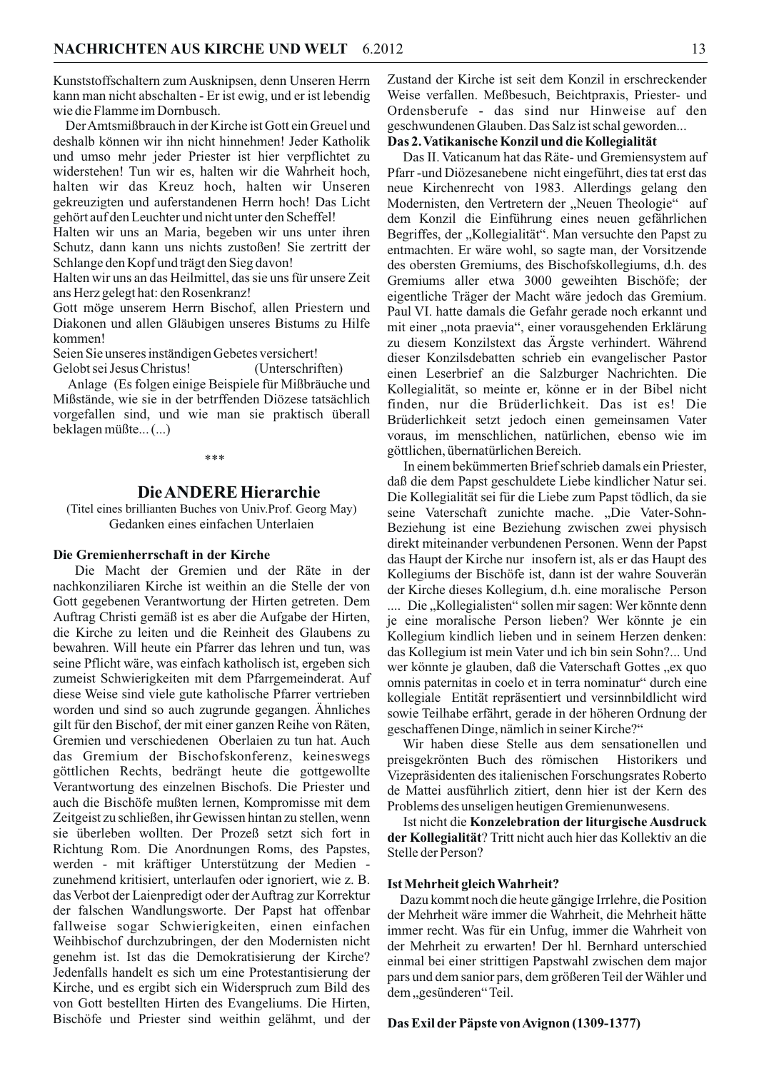Kunststoffschaltern zum Ausknipsen, denn Unseren Herrn kann man nicht abschalten - Er ist ewig, und er ist lebendig wie die Flamme im Dornbusch.

Der Amtsmißbrauch in der Kirche ist Gott ein Greuel und deshalb können wir ihn nicht hinnehmen! Jeder Katholik und umso mehr jeder Priester ist hier verpflichtet zu widerstehen! Tun wir es, halten wir die Wahrheit hoch, halten wir das Kreuz hoch, halten wir Unseren gekreuzigten und auferstandenen Herrn hoch! Das Licht gehört auf den Leuchter und nicht unter den Scheffel!

Halten wir uns an Maria, begeben wir uns unter ihren Schutz, dann kann uns nichts zustoßen! Sie zertritt der Schlange den Kopf und trägt den Sieg davon!

Halten wir uns an das Heilmittel, das sie uns für unsere Zeit ans Herz gelegt hat: den Rosenkranz!

Gott möge unserem Herrn Bischof, allen Priestern und Diakonen und allen Gläubigen unseres Bistums zu Hilfe kommen!

Seien Sie unseres inständigen Gebetes versichert!

Gelobt sei Jesus Christus! (Unterschriften)

Anlage (Es folgen einige Beispiele für Mißbräuche und Mißstände, wie sie in der betrffenden Diözese tatsächlich vorgefallen sind, und wie man sie praktisch überall beklagen müßte... (...)

\*\*\*

## Die ANDERE Hierarchie

(Titel eines brillianten Buches von Univ.Prof. Georg May)
Gedanken eines einfachen Unterlaien

### Die Gremienherrschaft in der Kirche

Die Macht der Gremien und der Räte in der nachkonziliaren Kirche ist weithin an die Stelle der von Gott gegebenen Verantwortung der Hirten getreten. Dem Auftrag Christi gemäß ist es aber die Aufgabe der Hirten, die Kirche zu leiten und die Reinheit des Glaubens zu bewahren. Will heute ein Pfarrer das lehren und tun, was seine Pflicht wäre, was einfach katholisch ist, ergeben sich zumeist Schwierigkeiten mit dem Pfarrgemeinderat. Auf diese Weise sind viele gute katholische Pfarrer vertrieben worden und sind so auch zugrunde gegangen. Ähnliches gilt für den Bischof, der mit einer ganzen Reihe von Räten, Gremien und verschiedenen Oberlaien zu tun hat. Auch das Gremium der Bischofskonferenz, keineswegs göttlichen Rechts, bedrängt heute die gottgewollte Verantwortung des einzelnen Bischofs. Die Priester und auch die Bischöfe mußten lernen, Kompromisse mit dem Zeitgeist zu schließen, ihr Gewissen hintan zu stellen, wenn sie überleben wollten. Der Prozeß setzt sich fort in Richtung Rom. Die Anordnungen Roms, des Papstes, werden - mit kräftiger Unterstützung der Medien - zunehmend kritisiert, unterlaufen oder ignoriert, wie z. B. das Verbot der Laienpredigt oder der Auftrag zur Korrektur der falschen Wandlungsworte. Der Papst hat offenbar fallweise sogar Schwierigkeiten, einen einfachen Weihbischof durchzubringen, der den Modernisten nicht genehm ist. Ist das die Demokratisierung der Kirche? Jedenfalls handelt es sich um eine Protestantisierung der Kirche, und es ergibt sich ein Widerspruch zum Bild des von Gott bestellten Hirten des Evangeliums. Die Hirten, Bischöfe und Priester sind weithin gelähmt, und der Zustand der Kirche ist seit dem Konzil in erschreckender Weise verfallen. Meßbesuch, Beichtpraxis, Priester- und Ordensberufe - das sind nur Hinweise auf den geschwundenen Glauben. Das Salz ist schal geworden...

### Das 2. Vatikanische Konzil und die Kollegialität

Das II. Vaticanum hat das Räte- und Gremiensystem auf Pfarr -und Diözesanebene nicht eingeführt, dies tat erst das neue Kirchenrecht von 1983. Allerdings gelang den Modernisten, den Vertretern der „Neuen Theologie" auf dem Konzil die Einführung eines neuen gefährlichen Begriffes, der „Kollegialität". Man versuchte den Papst zu entmachten. Er wäre wohl, so sagte man, der Vorsitzende des obersten Gremiums, des Bischofskollegiums, d.h. des Gremiums aller etwa 3000 geweihten Bischöfe; der eigentliche Träger der Macht wäre jedoch das Gremium. Paul VI. hatte damals die Gefahr gerade noch erkannt und mit einer „nota praevia", einer vorausgehenden Erklärung zu diesem Konzilstext das Ärgste verhindert. Während dieser Konzilsdebatten schrieb ein evangelischer Pastor einen Leserbrief an die Salzburger Nachrichten. Die Kollegialität, so meinte er, könne er in der Bibel nicht finden, nur die Brüderlichkeit. Das ist es! Die Brüderlichkeit setzt jedoch einen gemeinsamen Vater voraus, im menschlichen, natürlichen, ebenso wie im göttlichen, übernatürlichen Bereich.

In einem bekümmerten Brief schrieb damals ein Priester, daß die dem Papst geschuldete Liebe kindlicher Natur sei. Die Kollegialität sei für die Liebe zum Papst tödlich, da sie seine Vaterschaft zunichte mache. „Die Vater-Sohn-Beziehung ist eine Beziehung zwischen zwei physisch direkt miteinander verbundenen Personen. Wenn der Papst das Haupt der Kirche nur insofern ist, als er das Haupt des Kollegiums der Bischöfe ist, dann ist der wahre Souverän der Kirche dieses Kollegium, d.h. eine moralische Person .... Die „Kollegialisten" sollen mir sagen: Wer könnte denn je eine moralische Person lieben? Wer könnte je ein Kollegium kindlich lieben und in seinem Herzen denken: das Kollegium ist mein Vater und ich bin sein Sohn?... Und wer könnte je glauben, daß die Vaterschaft Gottes „ex quo omnis paternitas in coelo et in terra nominatur" durch eine kollegiale Entität repräsentiert und versinnbildlicht wird sowie Teilhabe erfährt, gerade in der höheren Ordnung der geschaffenen Dinge, nämlich in seiner Kirche?"

Wir haben diese Stelle aus dem sensationellen und preisgekrönten Buch des römischen Historikers und Vizepräsidenten des italienischen Forschungsrates Roberto de Mattei ausführlich zitiert, denn hier ist der Kern des Problems des unseligen heutigen Gremienunwesens.

Ist nicht die **Konzelebration der liturgische Ausdruck der Kollegialität**? Tritt nicht auch hier das Kollektiv an die Stelle der Person?

### Ist Mehrheit gleich Wahrheit?

Dazu kommt noch die heute gängige Irrlehre, die Position der Mehrheit wäre immer die Wahrheit, die Mehrheit hätte immer recht. Was für ein Unfug, immer die Wahrheit von der Mehrheit zu erwarten! Der hl. Bernhard unterschied einmal bei einer strittigen Papstwahl zwischen dem major pars und dem sanior pars, dem größeren Teil der Wähler und dem „gesünderen" Teil.

### Das Exil der Päpste von Avignon (1309-1377)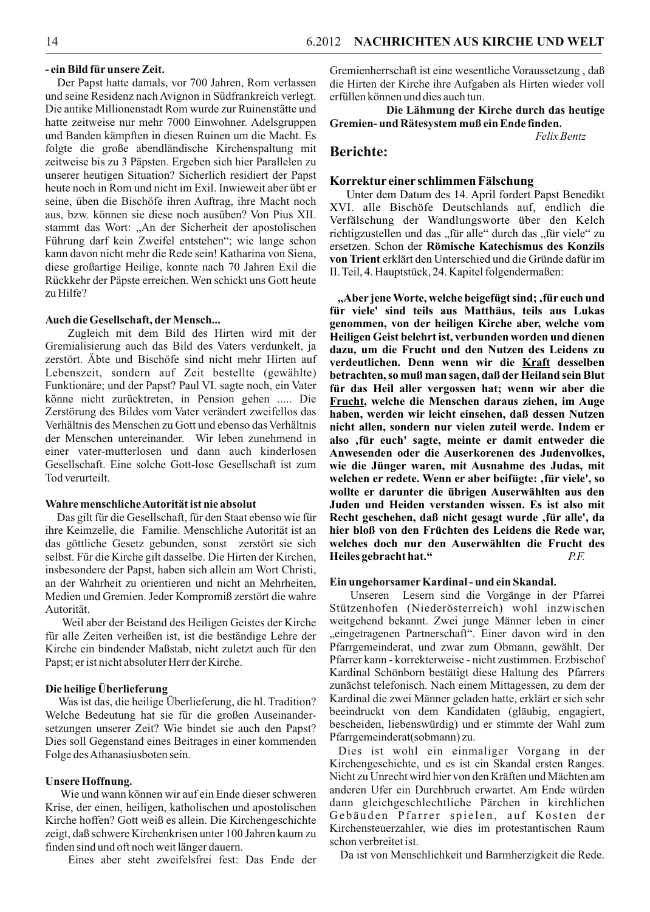**- ein Bild für unsere Zeit.**

Der Papst hatte damals, vor 700 Jahren, Rom verlassen und seine Residenz nach Avignon in Südfrankreich verlegt. Die antike Millionenstadt Rom wurde zur Ruinenstätte und hatte zeitweise nur mehr 7000 Einwohner. Adelsgruppen und Banden kämpften in diesen Ruinen um die Macht. Es folgte die große abendländische Kirchenspaltung mit zeitweise bis zu 3 Päpsten. Ergeben sich hier Parallelen zu unserer heutigen Situation? Sicherlich residiert der Papst heute noch in Rom und nicht im Exil. Inwieweit aber übt er seine, üben die Bischöfe ihren Auftrag, ihre Macht noch aus, bzw. können sie diese noch ausüben? Von Pius XII. stammt das Wort: „An der Sicherheit der apostolischen Führung darf kein Zweifel entstehen"; wie lange schon kann davon nicht mehr die Rede sein! Katharina von Siena, diese großartige Heilige, konnte nach 70 Jahren Exil die Rückkehr der Päpste erreichen. Wen schickt uns Gott heute zu Hilfe?

**Auch die Gesellschaft, der Mensch...**

Zugleich mit dem Bild des Hirten wird mit der Gremialisierung auch das Bild des Vaters verdunkelt, ja zerstört. Äbte und Bischöfe sind nicht mehr Hirten auf Lebenszeit, sondern auf Zeit bestellte (gewählte) Funktionäre; und der Papst? Paul VI. sagte noch, ein Vater könne nicht zurücktreten, in Pension gehen ..... Die Zerstörung des Bildes vom Vater verändert zweifellos das Verhältnis des Menschen zu Gott und ebenso das Verhältnis der Menschen untereinander. Wir leben zunehmend in einer vater-mutterlosen und dann auch kinderlosen Gesellschaft. Eine solche Gott-lose Gesellschaft ist zum Tod verurteilt.

**Wahre menschliche Autorität ist nie absolut**

Das gilt für die Gesellschaft, für den Staat ebenso wie für ihre Keimzelle, die Familie. Menschliche Autorität ist an das göttliche Gesetz gebunden, sonst zerstört sie sich selbst. Für die Kirche gilt dasselbe. Die Hirten der Kirchen, insbesondere der Papst, haben sich allein am Wort Christi, an der Wahrheit zu orientieren und nicht an Mehrheiten, Medien und Gremien. Jeder Kompromiß zerstört die wahre Autorität.

Weil aber der Beistand des Heiligen Geistes der Kirche für alle Zeiten verheißen ist, ist die beständige Lehre der Kirche ein bindender Maßstab, nicht zuletzt auch für den Papst; er ist nicht absoluter Herr der Kirche.

**Die heilige Überlieferung**

Was ist das, die heilige Überlieferung, die hl. Tradition? Welche Bedeutung hat sie für die großen Auseinandersetzungen unserer Zeit? Wie bindet sie auch den Papst? Dies soll Gegenstand eines Beitrages in einer kommenden Folge des Athanasiusboten sein.

**Unsere Hoffnung.**

Wie und wann können wir auf ein Ende dieser schweren Krise, der einen, heiligen, katholischen und apostolischen Kirche hoffen? Gott weiß es allein. Die Kirchengeschichte zeigt, daß schwere Kirchenkrisen unter 100 Jahren kaum zu finden sind und oft noch weit länger dauern.

Eines aber steht zweifelsfrei fest: Das Ende der Gremienherrschaft ist eine wesentliche Voraussetzung , daß die Hirten der Kirche ihre Aufgaben als Hirten wieder voll erfüllen können und dies auch tun.

**Die Lähmung der Kirche durch das heutige Gremien- und Rätesystem muß ein Ende finden.**

*Felix Bentz*

## Berichte:

**Korrektur einer schlimmen Fälschung**

Unter dem Datum des 14. April fordert Papst Benedikt XVI. alle Bischöfe Deutschlands auf, endlich die Verfälschung der Wandlungsworte über den Kelch richtigzustellen und das „für alle" durch das „für viele" zu ersetzen. Schon der **Römische Katechismus des Konzils von Trient** erklärt den Unterschied und die Gründe dafür im II. Teil, 4. Hauptstück, 24. Kapitel folgendermaßen:

**„Aber jene Worte, welche beigefügt sind; ‚für euch und für viele' sind teils aus Matthäus, teils aus Lukas genommen, von der heiligen Kirche aber, welche vom Heiligen Geist belehrt ist, verbunden worden und dienen dazu, um die Frucht und den Nutzen des Leidens zu verdeutlichen. Denn wenn wir die Kraft desselben betrachten, so muß man sagen, daß der Heiland sein Blut für das Heil aller vergossen hat; wenn wir aber die Frucht, welche die Menschen daraus ziehen, im Auge haben, werden wir leicht einsehen, daß dessen Nutzen nicht allen, sondern nur vielen zuteil werde. Indem er also ‚für euch' sagte, meinte er damit entweder die Anwesenden oder die Auserkorenen des Judenvolkes, wie die Jünger waren, mit Ausnahme des Judas, mit welchen er redete. Wenn er aber beifügte: ‚für viele', so wollte er darunter die übrigen Auserwählten aus den Juden und Heiden verstanden wissen. Es ist also mit Recht geschehen, daß nicht gesagt wurde ‚für alle', da hier bloß von den Früchten des Leidens die Rede war, welches doch nur den Auserwählten die Frucht des Heiles gebracht hat."** *P.F.*

**Ein ungehorsamer Kardinal - und ein Skandal.**

Unseren Lesern sind die Vorgänge in der Pfarrei Stützenhofen (Niederösterreich) wohl inzwischen weitgehend bekannt. Zwei junge Männer leben in einer „eingetragenen Partnerschaft". Einer davon wird in den Pfarrgemeinderat, und zwar zum Obmann, gewählt. Der Pfarrer kann - korrekterweise - nicht zustimmen. Erzbischof Kardinal Schönborn bestätigt diese Haltung des Pfarrers zunächst telefonisch. Nach einem Mittagessen, zu dem der Kardinal die zwei Männer geladen hatte, erklärt er sich sehr beeindruckt von dem Kandidaten (gläubig, engagiert, bescheiden, liebenswürdig) und er stimmte der Wahl zum Pfarrgemeinderat(sobmann) zu.

Dies ist wohl ein einmaliger Vorgang in der Kirchengeschichte, und es ist ein Skandal ersten Ranges. Nicht zu Unrecht wird hier von den Kräften und Mächten am anderen Ufer ein Durchbruch erwartet. Am Ende würden dann gleichgeschlechtliche Pärchen in kirchlichen Gebäuden Pfarrer spielen, auf Kosten der Kirchensteuerzahler, wie dies im protestantischen Raum schon verbreitet ist.

Da ist von Menschlichkeit und Barmherzigkeit die Rede.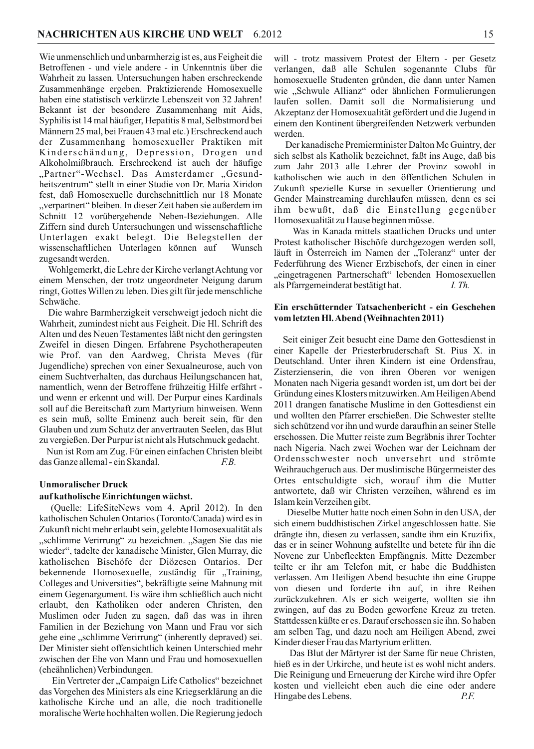Wie unmenschlich und unbarmherzig ist es, aus Feigheit die Betroffenen - und viele andere - in Unkenntnis über die Wahrheit zu lassen. Untersuchungen haben erschreckende Zusammenhänge ergeben. Praktizierende Homosexuelle haben eine statistisch verkürzte Lebenszeit von 32 Jahren! Bekannt ist der besondere Zusammenhang mit Aids, Syphilis ist 14 mal häufiger, Hepatitis 8 mal, Selbstmord bei Männern 25 mal, bei Frauen 43 mal etc.) Erschreckend auch der Zusammenhang homosexueller Praktiken mit Kinderschändung, Depression, Drogen und Alkoholmißbrauch. Erschreckend ist auch der häufige „Partner"-Wechsel. Das Amsterdamer „Gesundheitszentrum" stellt in einer Studie von Dr. Maria Xiridon fest, daß Homosexuelle durchschnittlich nur 18 Monate „verpartnert" bleiben. In dieser Zeit haben sie außerdem im Schnitt 12 vorübergehende Neben-Beziehungen. Alle Ziffern sind durch Untersuchungen und wissenschaftliche Unterlagen exakt belegt. Die Belegstellen der wissenschaftlichen Unterlagen können auf Wunsch zugesandt werden.

Wohlgemerkt, die Lehre der Kirche verlangt Achtung vor einem Menschen, der trotz ungeordneter Neigung darum ringt, Gottes Willen zu leben. Dies gilt für jede menschliche Schwäche.

Die wahre Barmherzigkeit verschweigt jedoch nicht die Wahrheit, zumindest nicht aus Feigheit. Die Hl. Schrift des Alten und des Neuen Testamentes läßt nicht den geringsten Zweifel in diesen Dingen. Erfahrene Psychotherapeuten wie Prof. van den Aardweg, Christa Meves (für Jugendliche) sprechen von einer Sexualneurose, auch von einem Suchtverhalten, das durchaus Heilungschancen hat, namentlich, wenn der Betroffene frühzeitig Hilfe erfährt - und wenn er erkennt und will. Der Purpur eines Kardinals soll auf die Bereitschaft zum Martyrium hinweisen. Wenn es sein muß, sollte Eminenz auch bereit sein, für den Glauben und zum Schutz der anvertrauten Seelen, das Blut zu vergießen. Der Purpur ist nicht als Hutschmuck gedacht.

Nun ist Rom am Zug. Für einen einfachen Christen bleibt das Ganze allemal - ein Skandal. *F.B.*

### Unmoralischer Druck auf katholische Einrichtungen wächst.

(Quelle: LifeSiteNews vom 4. April 2012). In den katholischen Schulen Ontarios (Toronto/Canada) wird es in Zukunft nicht mehr erlaubt sein, gelebte Homosexualität als „schlimme Verirrung" zu bezeichnen. „Sagen Sie das nie wieder", tadelte der kanadische Minister, Glen Murray, die katholischen Bischöfe der Diözesen Ontarios. Der bekennende Homosexuelle, zuständig für „Training, Colleges and Universities", bekräftigte seine Mahnung mit einem Gegenargument. Es wäre ihm schließlich auch nicht erlaubt, den Katholiken oder anderen Christen, den Muslimen oder Juden zu sagen, daß das was in ihren Familien in der Beziehung von Mann und Frau vor sich gehe eine „schlimme Verirrung" (inherently depraved) sei. Der Minister sieht offensichtlich keinen Unterschied mehr zwischen der Ehe von Mann und Frau und homosexuellen (eheähnlichen) Verbindungen.

Ein Vertreter der „Campaign Life Catholics" bezeichnet das Vorgehen des Ministers als eine Kriegserklärung an die katholische Kirche und an alle, die noch traditionelle moralische Werte hochhalten wollen. Die Regierung jedoch will - trotz massivem Protest der Eltern - per Gesetz verlangen, daß alle Schulen sogenannte Clubs für homosexuelle Studenten gründen, die dann unter Namen wie „Schwule Allianz" oder ähnlichen Formulierungen laufen sollen. Damit soll die Normalisierung und Akzeptanz der Homosexualität gefördert und die Jugend in einem den Kontinent übergreifenden Netzwerk verbunden werden.

Der kanadische Premierminister Dalton Mc Guintry, der sich selbst als Katholik bezeichnet, faßt ins Auge, daß bis zum Jahr 2013 alle Lehrer der Provinz sowohl in katholischen wie auch in den öffentlichen Schulen in Zukunft spezielle Kurse in sexueller Orientierung und Gender Mainstreaming durchlaufen müssen, denn es sei ihm bewußt, daß die Einstellung gegenüber Homosexualität zu Hause beginnen müsse.

Was in Kanada mittels staatlichen Drucks und unter Protest katholischer Bischöfe durchgezogen werden soll, läuft in Österreich im Namen der „Toleranz" unter der Federführung des Wiener Erzbischofs, der einen in einer „eingetragenen Partnerschaft" lebenden Homosexuellen als Pfarrgemeinderat bestätigt hat. *I. Th.*

### Ein erschütternder Tatsachenbericht - ein Geschehen vom letzten Hl. Abend (Weihnachten 2011)

Seit einiger Zeit besucht eine Dame den Gottesdienst in einer Kapelle der Priesterbruderschaft St. Pius X. in Deutschland. Unter ihren Kindern ist eine Ordensfrau, Zisterzienserin, die von ihren Oberen vor wenigen Monaten nach Nigeria gesandt worden ist, um dort bei der Gründung eines Klosters mitzuwirken. Am Heiligen Abend 2011 drangen fanatische Muslime in den Gottesdienst ein und wollten den Pfarrer erschießen. Die Schwester stellte sich schützend vor ihn und wurde daraufhin an seiner Stelle erschossen. Die Mutter reiste zum Begräbnis ihrer Tochter nach Nigeria. Nach zwei Wochen war der Leichnam der Ordensschwester noch unversehrt und strömte Weihrauchgeruch aus. Der muslimische Bürgermeister des Ortes entschuldigte sich, worauf ihm die Mutter antwortete, daß wir Christen verzeihen, während es im Islam kein Verzeihen gibt.

Dieselbe Mutter hatte noch einen Sohn in den USA, der sich einem buddhistischen Zirkel angeschlossen hatte. Sie drängte ihn, diesen zu verlassen, sandte ihm ein Kruzifix, das er in seiner Wohnung aufstellte und betete für ihn die Novene zur Unbefleckten Empfängnis. Mitte Dezember teilte er ihr am Telefon mit, er habe die Buddhisten verlassen. Am Heiligen Abend besuchte ihn eine Gruppe von diesen und forderte ihn auf, in ihre Reihen zurückzukehren. Als er sich weigerte, wollten sie ihn zwingen, auf das zu Boden geworfene Kreuz zu treten. Stattdessen küßte er es. Darauf erschossen sie ihn. So haben am selben Tag, und dazu noch am Heiligen Abend, zwei Kinder dieser Frau das Martyrium erlitten.

Das Blut der Märtyrer ist der Same für neue Christen, hieß es in der Urkirche, und heute ist es wohl nicht anders. Die Reinigung und Erneuerung der Kirche wird ihre Opfer kosten und vielleicht eben auch die eine oder andere Hingabe des Lebens. *P.F.*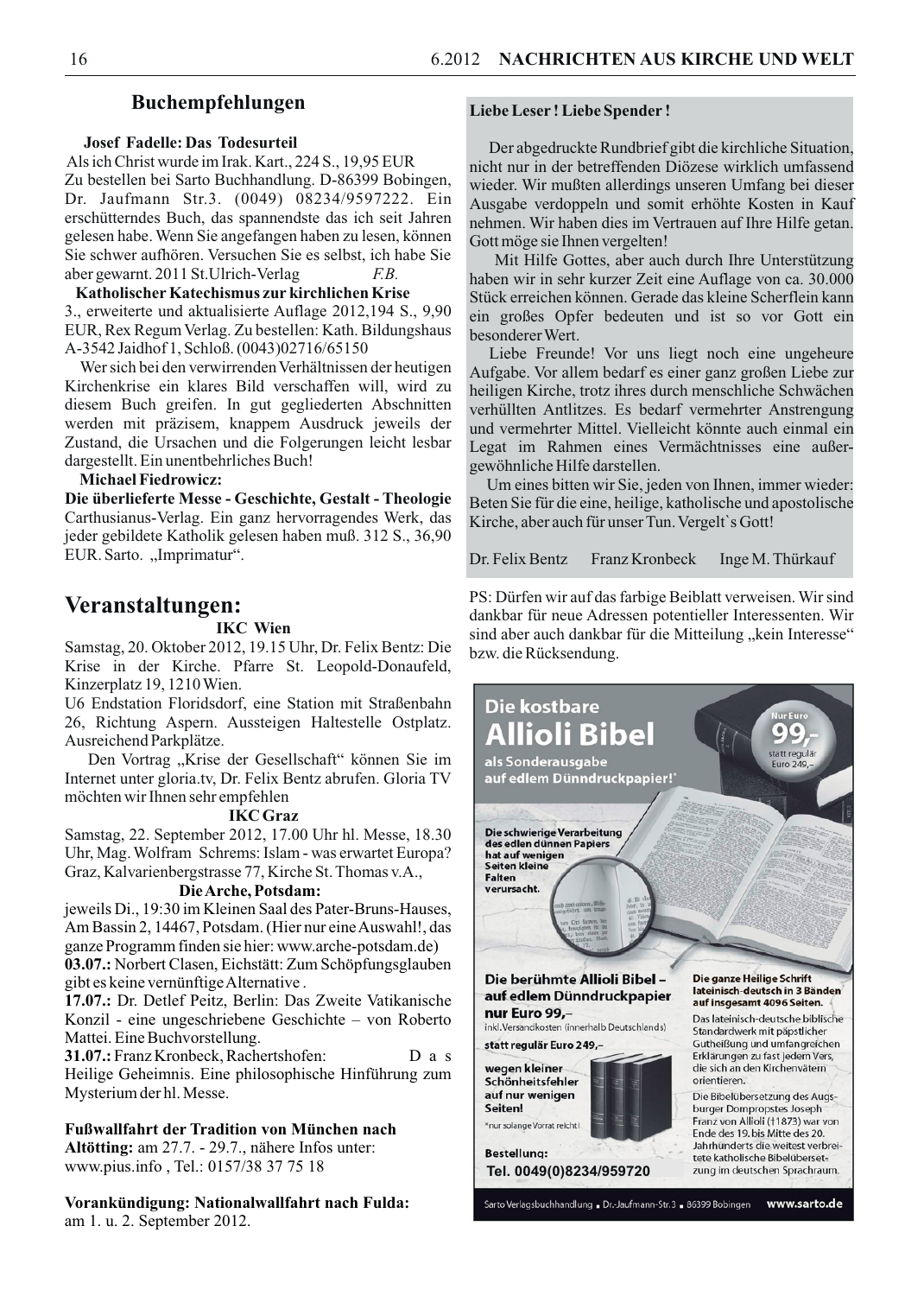## Buchempfehlungen

**Josef Fadelle: Das Todesurteil**

Als ich Christ wurde im Irak. Kart., 224 S., 19,95 EUR Zu bestellen bei Sarto Buchhandlung. D-86399 Bobingen, Dr. Jaufmann Str.3. (0049) 08234/9597222. Ein erschütterndes Buch, das spannendste das ich seit Jahren gelesen habe. Wenn Sie angefangen haben zu lesen, können Sie schwer aufhören. Versuchen Sie es selbst, ich habe Sie aber gewarnt. 2011 St.Ulrich-Verlag *F.B.*

**Katholischer Katechismus zur kirchlichen Krise**

3., erweiterte und aktualisierte Auflage 2012,194 S., 9,90 EUR, Rex Regum Verlag. Zu bestellen: Kath. Bildungshaus A-3542 Jaidhof 1, Schloß. (0043)02716/65150

Wer sich bei den verwirrenden Verhältnissen der heutigen Kirchenkrise ein klares Bild verschaffen will, wird zu diesem Buch greifen. In gut gegliederten Abschnitten werden mit präzisem, knappem Ausdruck jeweils der Zustand, die Ursachen und die Folgerungen leicht lesbar dargestellt. Ein unentbehrliches Buch!

**Michael Fiedrowicz:**

**Die überlieferte Messe - Geschichte, Gestalt - Theologie** Carthusianus-Verlag. Ein ganz hervorragendes Werk, das jeder gebildete Katholik gelesen haben muß. 312 S., 36,90 EUR. Sarto. „Imprimatur".

## Veranstaltungen:

**IKC Wien**

Samstag, 20. Oktober 2012, 19.15 Uhr, Dr. Felix Bentz: Die Krise in der Kirche. Pfarre St. Leopold-Donaufeld, Kinzerplatz 19, 1210 Wien.

U6 Endstation Floridsdorf, eine Station mit Straßenbahn 26, Richtung Aspern. Aussteigen Haltestelle Ostplatz. Ausreichend Parkplätze.

Den Vortrag „Krise der Gesellschaft" können Sie im Internet unter gloria.tv, Dr. Felix Bentz abrufen. Gloria TV möchten wir Ihnen sehr empfehlen

**IKC Graz**

Samstag, 22. September 2012, 17.00 Uhr hl. Messe, 18.30 Uhr, Mag. Wolfram Schrems: Islam - was erwartet Europa? Graz, Kalvarienbergstrasse 77, Kirche St. Thomas v.A.,

**Die Arche, Potsdam:**

jeweils Di., 19:30 im Kleinen Saal des Pater-Bruns-Hauses, Am Bassin 2, 14467, Potsdam. (Hier nur eine Auswahl!, das ganze Programm finden sie hier: www.arche-potsdam.de)

**03.07.:** Norbert Clasen, Eichstätt: Zum Schöpfungsglauben gibt es keine vernünftige Alternative .

**17.07.:** Dr. Detlef Peitz, Berlin: Das Zweite Vatikanische Konzil - eine ungeschriebene Geschichte – von Roberto Mattei. Eine Buchvorstellung.

**31.07.:** Franz Kronbeck, Rachertshofen: Das Heilige Geheimnis. Eine philosophische Hinführung zum Mysterium der hl. Messe.

**Fußwallfahrt der Tradition von München nach Altötting:** am 27.7. - 29.7., nähere Infos unter: www.pius.info , Tel.: 0157/38 37 75 18

**Vorankündigung: Nationalwallfahrt nach Fulda:** am 1. u. 2. September 2012.

**Liebe Leser ! Liebe Spender !**

Der abgedruckte Rundbrief gibt die kirchliche Situation, nicht nur in der betreffenden Diözese wirklich umfassend wieder. Wir mußten allerdings unseren Umfang bei dieser Ausgabe verdoppeln und somit erhöhte Kosten in Kauf nehmen. Wir haben dies im Vertrauen auf Ihre Hilfe getan. Gott möge sie Ihnen vergelten!

Mit Hilfe Gottes, aber auch durch Ihre Unterstützung haben wir in sehr kurzer Zeit eine Auflage von ca. 30.000 Stück erreichen können. Gerade das kleine Scherflein kann ein großes Opfer bedeuten und ist so vor Gott ein besonderer Wert.

Liebe Freunde! Vor uns liegt noch eine ungeheure Aufgabe. Vor allem bedarf es einer ganz großen Liebe zur heiligen Kirche, trotz ihres durch menschliche Schwächen verhüllten Antlitzes. Es bedarf vermehrter Anstrengung und vermehrter Mittel. Vielleicht könnte auch einmal ein Legat im Rahmen eines Vermächtnisses eine außergewöhnliche Hilfe darstellen.

Um eines bitten wir Sie, jeden von Ihnen, immer wieder: Beten Sie für die eine, heilige, katholische und apostolische Kirche, aber auch für unser Tun. Vergelt`s Gott!

Dr. Felix Bentz   Franz Kronbeck   Inge M. Thürkauf

PS: Dürfen wir auf das farbige Beiblatt verweisen. Wir sind dankbar für neue Adressen potentieller Interessenten. Wir sind aber auch dankbar für die Mitteilung „kein Interesse" bzw. die Rücksendung.

Die kostbare **Allioli Bibel** als Sonderausgabe auf edlem Dünndruckpapier!*

Nur Euro 99,– statt regulär Euro 249,–

Die schwierige Verarbeitung des edlen dünnen Papiers hat auf wenigen Seiten kleine Falten verursacht.

**Die berühmte Allioli Bibel – auf edlem Dünndruckpapier nur Euro 99,–**

inkl. Versandkosten (innerhalb Deutschlands)

statt regulär Euro 249,–

wegen kleiner Schönheitsfehler auf nur wenigen Seiten!

*nur solange Vorrat reicht!

Bestellung: **Tel. 0049(0)8234/959720**

**Die ganze Heilige Schrift lateinisch-deutsch in 3 Bänden auf insgesamt 4096 Seiten.**

Das lateinisch-deutsche biblische Standardwerk mit päpstlicher Gutheißung und umfangreichen Erklärungen zu fast jedem Vers, die sich an den Kirchenvätern orientieren.

Die Bibelübersetzung des Augsburger Dompropstes Joseph Franz von Allioli (†1873) war von Ende des 19. bis Mitte des 20. Jahrhunderts die weitest verbreitete katholische Bibelübersetzung im deutschen Sprachraum.

Sarto Verlagsbuchhandlung ▪ Dr.-Jaufmann-Str. 3 ▪ 86399 Bobingen www.sarto.de